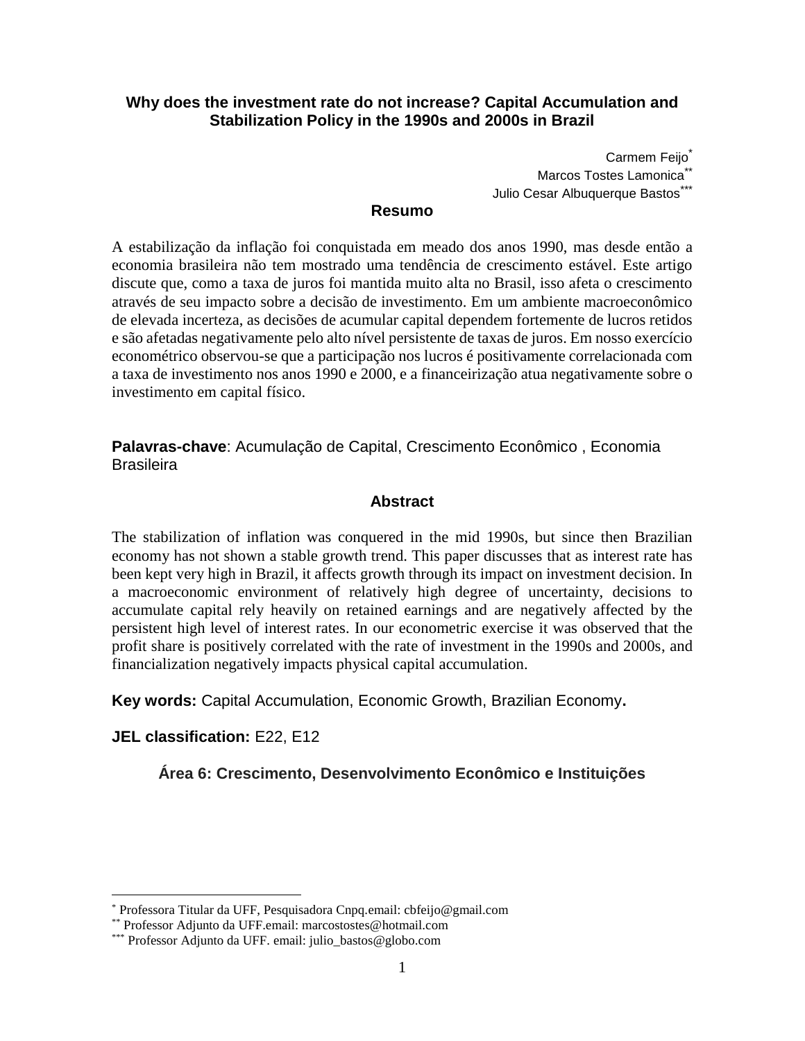# Why does the investment rate do not increase? Capital Accumulation and Stabilization Policy in the 1990s and 2000s in Brazil

Carmem Feijo[*]  
Marcos Tostes Lamonica[**]  
Julio Cesar Albuquerque Bastos[***]

## Resumo

A estabilização da inflação foi conquistada em meado dos anos 1990, mas desde então a economia brasileira não tem mostrado uma tendência de crescimento estável. Este artigo discute que, como a taxa de juros foi mantida muito alta no Brasil, isso afeta o crescimento através de seu impacto sobre a decisão de investimento. Em um ambiente macroeconômico de elevada incerteza, as decisões de acumular capital dependem fortemente de lucros retidos e são afetadas negativamente pelo alto nível persistente de taxas de juros. Em nosso exercício econométrico observou-se que a participação nos lucros é positivamente correlacionada com a taxa de investimento nos anos 1990 e 2000, e a financeirização atua negativamente sobre o investimento em capital físico.

**Palavras-chave**: Acumulação de Capital, Crescimento Econômico , Economia Brasileira

## Abstract

The stabilization of inflation was conquered in the mid 1990s, but since then Brazilian economy has not shown a stable growth trend. This paper discusses that as interest rate has been kept very high in Brazil, it affects growth through its impact on investment decision. In a macroeconomic environment of relatively high degree of uncertainty, decisions to accumulate capital rely heavily on retained earnings and are negatively affected by the persistent high level of interest rates. In our econometric exercise it was observed that the profit share is positively correlated with the rate of investment in the 1990s and 2000s, and financialization negatively impacts physical capital accumulation.

**Key words:** Capital Accumulation, Economic Growth, Brazilian Economy**.**

**JEL classification:** E22, E12

**Área 6: Crescimento, Desenvolvimento Econômico e Instituições**

---

[*] Professora Titular da UFF, Pesquisadora Cnpq.email: cbfeijo@gmail.com  
[**] Professor Adjunto da UFF.email: marcostostes@hotmail.com  
[***] Professor Adjunto da UFF. email: julio_bastos@globo.com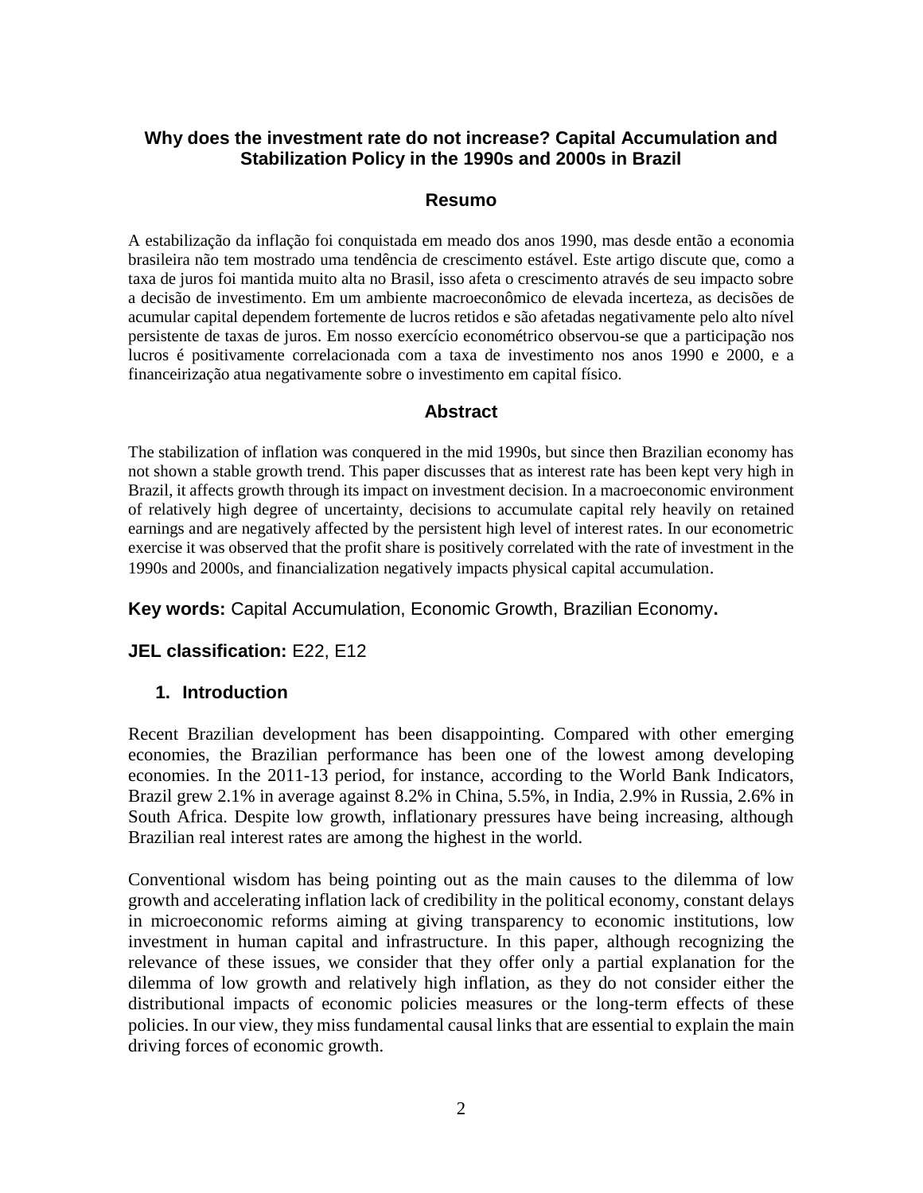# Why does the investment rate do not increase? Capital Accumulation and Stabilization Policy in the 1990s and 2000s in Brazil

## Resumo

A estabilização da inflação foi conquistada em meado dos anos 1990, mas desde então a economia brasileira não tem mostrado uma tendência de crescimento estável. Este artigo discute que, como a taxa de juros foi mantida muito alta no Brasil, isso afeta o crescimento através de seu impacto sobre a decisão de investimento. Em um ambiente macroeconômico de elevada incerteza, as decisões de acumular capital dependem fortemente de lucros retidos e são afetadas negativamente pelo alto nível persistente de taxas de juros. Em nosso exercício econométrico observou-se que a participação nos lucros é positivamente correlacionada com a taxa de investimento nos anos 1990 e 2000, e a financeirização atua negativamente sobre o investimento em capital físico.

## Abstract

The stabilization of inflation was conquered in the mid 1990s, but since then Brazilian economy has not shown a stable growth trend. This paper discusses that as interest rate has been kept very high in Brazil, it affects growth through its impact on investment decision. In a macroeconomic environment of relatively high degree of uncertainty, decisions to accumulate capital rely heavily on retained earnings and are negatively affected by the persistent high level of interest rates. In our econometric exercise it was observed that the profit share is positively correlated with the rate of investment in the 1990s and 2000s, and financialization negatively impacts physical capital accumulation.

**Key words:** Capital Accumulation, Economic Growth, Brazilian Economy**.**

**JEL classification:** E22, E12

## 1. Introduction

Recent Brazilian development has been disappointing. Compared with other emerging economies, the Brazilian performance has been one of the lowest among developing economies. In the 2011-13 period, for instance, according to the World Bank Indicators, Brazil grew 2.1% in average against 8.2% in China, 5.5%, in India, 2.9% in Russia, 2.6% in South Africa. Despite low growth, inflationary pressures have being increasing, although Brazilian real interest rates are among the highest in the world.

Conventional wisdom has being pointing out as the main causes to the dilemma of low growth and accelerating inflation lack of credibility in the political economy, constant delays in microeconomic reforms aiming at giving transparency to economic institutions, low investment in human capital and infrastructure. In this paper, although recognizing the relevance of these issues, we consider that they offer only a partial explanation for the dilemma of low growth and relatively high inflation, as they do not consider either the distributional impacts of economic policies measures or the long-term effects of these policies. In our view, they miss fundamental causal links that are essential to explain the main driving forces of economic growth.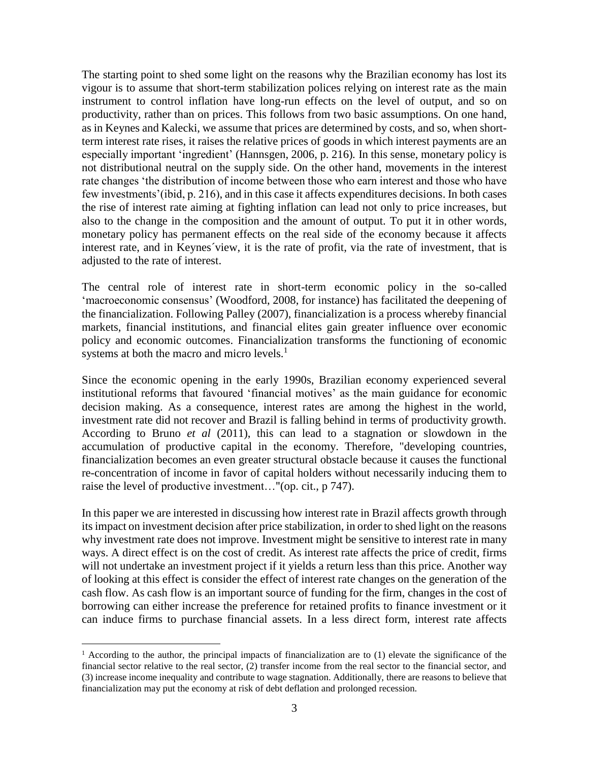The starting point to shed some light on the reasons why the Brazilian economy has lost its vigour is to assume that short-term stabilization polices relying on interest rate as the main instrument to control inflation have long-run effects on the level of output, and so on productivity, rather than on prices. This follows from two basic assumptions. On one hand, as in Keynes and Kalecki, we assume that prices are determined by costs, and so, when short-term interest rate rises, it raises the relative prices of goods in which interest payments are an especially important 'ingredient' (Hannsgen, 2006, p. 216). In this sense, monetary policy is not distributional neutral on the supply side. On the other hand, movements in the interest rate changes 'the distribution of income between those who earn interest and those who have few investments'(ibid, p. 216), and in this case it affects expenditures decisions. In both cases the rise of interest rate aiming at fighting inflation can lead not only to price increases, but also to the change in the composition and the amount of output. To put it in other words, monetary policy has permanent effects on the real side of the economy because it affects interest rate, and in Keynes´view, it is the rate of profit, via the rate of investment, that is adjusted to the rate of interest.

The central role of interest rate in short-term economic policy in the so-called 'macroeconomic consensus' (Woodford, 2008, for instance) has facilitated the deepening of the financialization. Following Palley (2007), financialization is a process whereby financial markets, financial institutions, and financial elites gain greater influence over economic policy and economic outcomes. Financialization transforms the functioning of economic systems at both the macro and micro levels.[1]

Since the economic opening in the early 1990s, Brazilian economy experienced several institutional reforms that favoured 'financial motives' as the main guidance for economic decision making. As a consequence, interest rates are among the highest in the world, investment rate did not recover and Brazil is falling behind in terms of productivity growth. According to Bruno *et al* (2011), this can lead to a stagnation or slowdown in the accumulation of productive capital in the economy. Therefore, "developing countries, financialization becomes an even greater structural obstacle because it causes the functional re-concentration of income in favor of capital holders without necessarily inducing them to raise the level of productive investment…"(op. cit., p 747).

In this paper we are interested in discussing how interest rate in Brazil affects growth through its impact on investment decision after price stabilization, in order to shed light on the reasons why investment rate does not improve. Investment might be sensitive to interest rate in many ways. A direct effect is on the cost of credit. As interest rate affects the price of credit, firms will not undertake an investment project if it yields a return less than this price. Another way of looking at this effect is consider the effect of interest rate changes on the generation of the cash flow. As cash flow is an important source of funding for the firm, changes in the cost of borrowing can either increase the preference for retained profits to finance investment or it can induce firms to purchase financial assets. In a less direct form, interest rate affects

[1] According to the author, the principal impacts of financialization are to (1) elevate the significance of the financial sector relative to the real sector, (2) transfer income from the real sector to the financial sector, and (3) increase income inequality and contribute to wage stagnation. Additionally, there are reasons to believe that financialization may put the economy at risk of debt deflation and prolonged recession.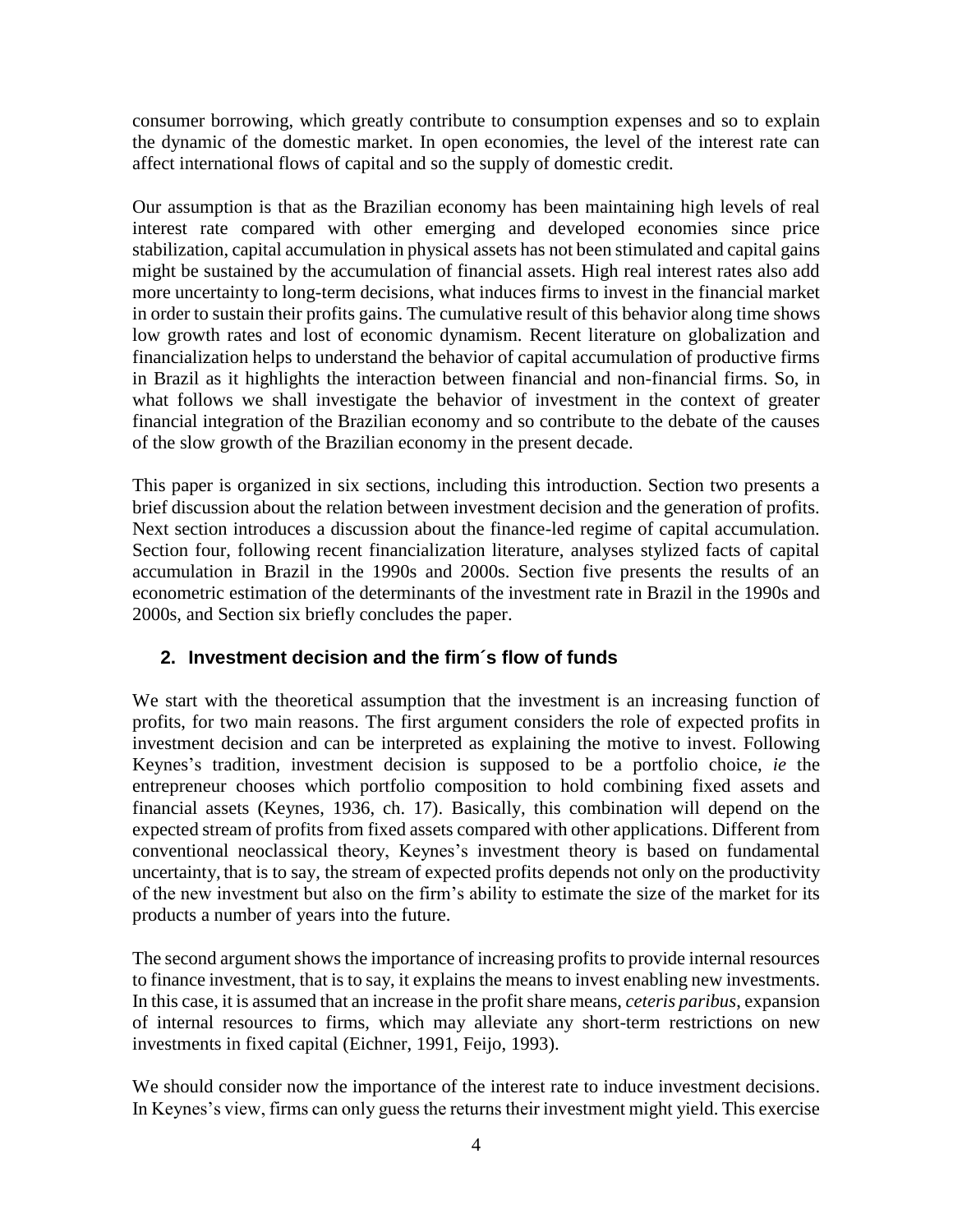consumer borrowing, which greatly contribute to consumption expenses and so to explain the dynamic of the domestic market. In open economies, the level of the interest rate can affect international flows of capital and so the supply of domestic credit.

Our assumption is that as the Brazilian economy has been maintaining high levels of real interest rate compared with other emerging and developed economies since price stabilization, capital accumulation in physical assets has not been stimulated and capital gains might be sustained by the accumulation of financial assets. High real interest rates also add more uncertainty to long-term decisions, what induces firms to invest in the financial market in order to sustain their profits gains. The cumulative result of this behavior along time shows low growth rates and lost of economic dynamism. Recent literature on globalization and financialization helps to understand the behavior of capital accumulation of productive firms in Brazil as it highlights the interaction between financial and non-financial firms. So, in what follows we shall investigate the behavior of investment in the context of greater financial integration of the Brazilian economy and so contribute to the debate of the causes of the slow growth of the Brazilian economy in the present decade.

This paper is organized in six sections, including this introduction. Section two presents a brief discussion about the relation between investment decision and the generation of profits. Next section introduces a discussion about the finance-led regime of capital accumulation. Section four, following recent financialization literature, analyses stylized facts of capital accumulation in Brazil in the 1990s and 2000s. Section five presents the results of an econometric estimation of the determinants of the investment rate in Brazil in the 1990s and 2000s, and Section six briefly concludes the paper.

## 2. Investment decision and the firm´s flow of funds

We start with the theoretical assumption that the investment is an increasing function of profits, for two main reasons. The first argument considers the role of expected profits in investment decision and can be interpreted as explaining the motive to invest. Following Keynes's tradition, investment decision is supposed to be a portfolio choice, *ie* the entrepreneur chooses which portfolio composition to hold combining fixed assets and financial assets (Keynes, 1936, ch. 17). Basically, this combination will depend on the expected stream of profits from fixed assets compared with other applications. Different from conventional neoclassical theory, Keynes's investment theory is based on fundamental uncertainty, that is to say, the stream of expected profits depends not only on the productivity of the new investment but also on the firm's ability to estimate the size of the market for its products a number of years into the future.

The second argument shows the importance of increasing profits to provide internal resources to finance investment, that is to say, it explains the means to invest enabling new investments. In this case, it is assumed that an increase in the profit share means, *ceteris paribus*, expansion of internal resources to firms, which may alleviate any short-term restrictions on new investments in fixed capital (Eichner, 1991, Feijo, 1993).

We should consider now the importance of the interest rate to induce investment decisions. In Keynes's view, firms can only guess the returns their investment might yield. This exercise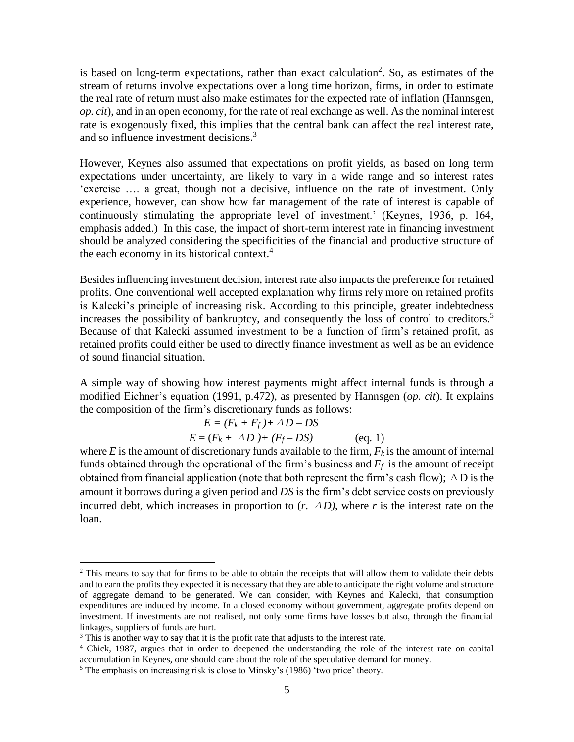is based on long-term expectations, rather than exact calculation[2]. So, as estimates of the stream of returns involve expectations over a long time horizon, firms, in order to estimate the real rate of return must also make estimates for the expected rate of inflation (Hannsgen, *op. cit*), and in an open economy, for the rate of real exchange as well. As the nominal interest rate is exogenously fixed, this implies that the central bank can affect the real interest rate, and so influence investment decisions.[3]

However, Keynes also assumed that expectations on profit yields, as based on long term expectations under uncertainty, are likely to vary in a wide range and so interest rates 'exercise …. a great, <u>though not a decisive</u>, influence on the rate of investment. Only experience, however, can show how far management of the rate of interest is capable of continuously stimulating the appropriate level of investment.' (Keynes, 1936, p. 164, emphasis added.) In this case, the impact of short-term interest rate in financing investment should be analyzed considering the specificities of the financial and productive structure of the each economy in its historical context.[4]

Besides influencing investment decision, interest rate also impacts the preference for retained profits. One conventional well accepted explanation why firms rely more on retained profits is Kalecki's principle of increasing risk. According to this principle, greater indebtedness increases the possibility of bankruptcy, and consequently the loss of control to creditors.[5] Because of that Kalecki assumed investment to be a function of firm's retained profit, as retained profits could either be used to directly finance investment as well as be an evidence of sound financial situation.

A simple way of showing how interest payments might affect internal funds is through a modified Eichner's equation (1991, p.472), as presented by Hannsgen (*op. cit*). It explains the composition of the firm's discretionary funds as follows:

$$E = (F_k + F_f) + \Delta D - DS$$

$$E = (F_k + \Delta D) + (F_f - DS) \qquad \text{(eq. 1)}$$

where $E$ is the amount of discretionary funds available to the firm, $F_k$ is the amount of internal funds obtained through the operational of the firm's business and $F_f$ is the amount of receipt obtained from financial application (note that both represent the firm's cash flow); $\Delta D$ is the amount it borrows during a given period and $DS$ is the firm's debt service costs on previously incurred debt, which increases in proportion to $(r. \Delta D)$, where $r$ is the interest rate on the loan.

---

[2] This means to say that for firms to be able to obtain the receipts that will allow them to validate their debts and to earn the profits they expected it is necessary that they are able to anticipate the right volume and structure of aggregate demand to be generated. We can consider, with Keynes and Kalecki, that consumption expenditures are induced by income. In a closed economy without government, aggregate profits depend on investment. If investments are not realised, not only some firms have losses but also, through the financial linkages, suppliers of funds are hurt.

[3] This is another way to say that it is the profit rate that adjusts to the interest rate.

[4] Chick, 1987, argues that in order to deepened the understanding the role of the interest rate on capital accumulation in Keynes, one should care about the role of the speculative demand for money.

[5] The emphasis on increasing risk is close to Minsky's (1986) 'two price' theory.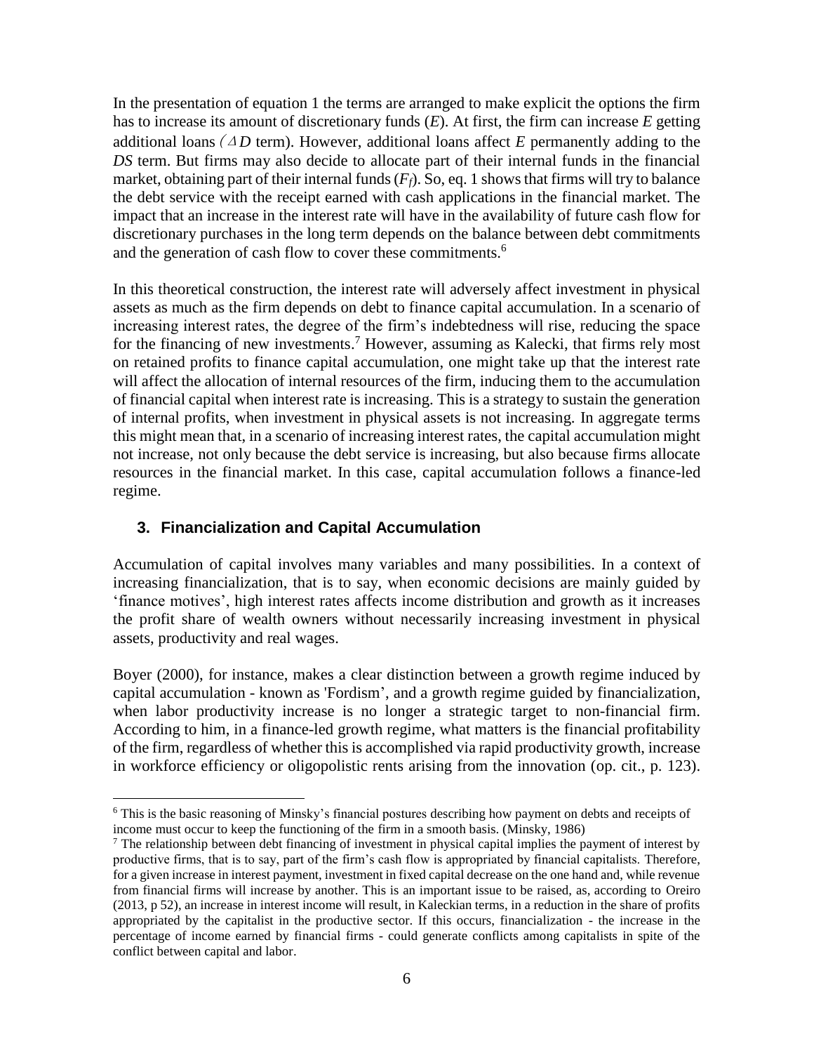In the presentation of equation 1 the terms are arranged to make explicit the options the firm has to increase its amount of discretionary funds ($E$). At first, the firm can increase $E$ getting additional loans ($\Delta D$ term). However, additional loans affect $E$ permanently adding to the $DS$ term. But firms may also decide to allocate part of their internal funds in the financial market, obtaining part of their internal funds ($F_f$). So, eq. 1 shows that firms will try to balance the debt service with the receipt earned with cash applications in the financial market. The impact that an increase in the interest rate will have in the availability of future cash flow for discretionary purchases in the long term depends on the balance between debt commitments and the generation of cash flow to cover these commitments.[6]

In this theoretical construction, the interest rate will adversely affect investment in physical assets as much as the firm depends on debt to finance capital accumulation. In a scenario of increasing interest rates, the degree of the firm's indebtedness will rise, reducing the space for the financing of new investments.[7] However, assuming as Kalecki, that firms rely most on retained profits to finance capital accumulation, one might take up that the interest rate will affect the allocation of internal resources of the firm, inducing them to the accumulation of financial capital when interest rate is increasing. This is a strategy to sustain the generation of internal profits, when investment in physical assets is not increasing. In aggregate terms this might mean that, in a scenario of increasing interest rates, the capital accumulation might not increase, not only because the debt service is increasing, but also because firms allocate resources in the financial market. In this case, capital accumulation follows a finance-led regime.

## 3. Financialization and Capital Accumulation

Accumulation of capital involves many variables and many possibilities. In a context of increasing financialization, that is to say, when economic decisions are mainly guided by 'finance motives', high interest rates affects income distribution and growth as it increases the profit share of wealth owners without necessarily increasing investment in physical assets, productivity and real wages.

Boyer (2000), for instance, makes a clear distinction between a growth regime induced by capital accumulation - known as 'Fordism', and a growth regime guided by financialization, when labor productivity increase is no longer a strategic target to non-financial firm. According to him, in a finance-led growth regime, what matters is the financial profitability of the firm, regardless of whether this is accomplished via rapid productivity growth, increase in workforce efficiency or oligopolistic rents arising from the innovation (op. cit., p. 123).

---

[6] This is the basic reasoning of Minsky's financial postures describing how payment on debts and receipts of income must occur to keep the functioning of the firm in a smooth basis. (Minsky, 1986)

[7] The relationship between debt financing of investment in physical capital implies the payment of interest by productive firms, that is to say, part of the firm's cash flow is appropriated by financial capitalists. Therefore, for a given increase in interest payment, investment in fixed capital decrease on the one hand and, while revenue from financial firms will increase by another. This is an important issue to be raised, as, according to Oreiro (2013, p 52), an increase in interest income will result, in Kaleckian terms, in a reduction in the share of profits appropriated by the capitalist in the productive sector. If this occurs, financialization - the increase in the percentage of income earned by financial firms - could generate conflicts among capitalists in spite of the conflict between capital and labor.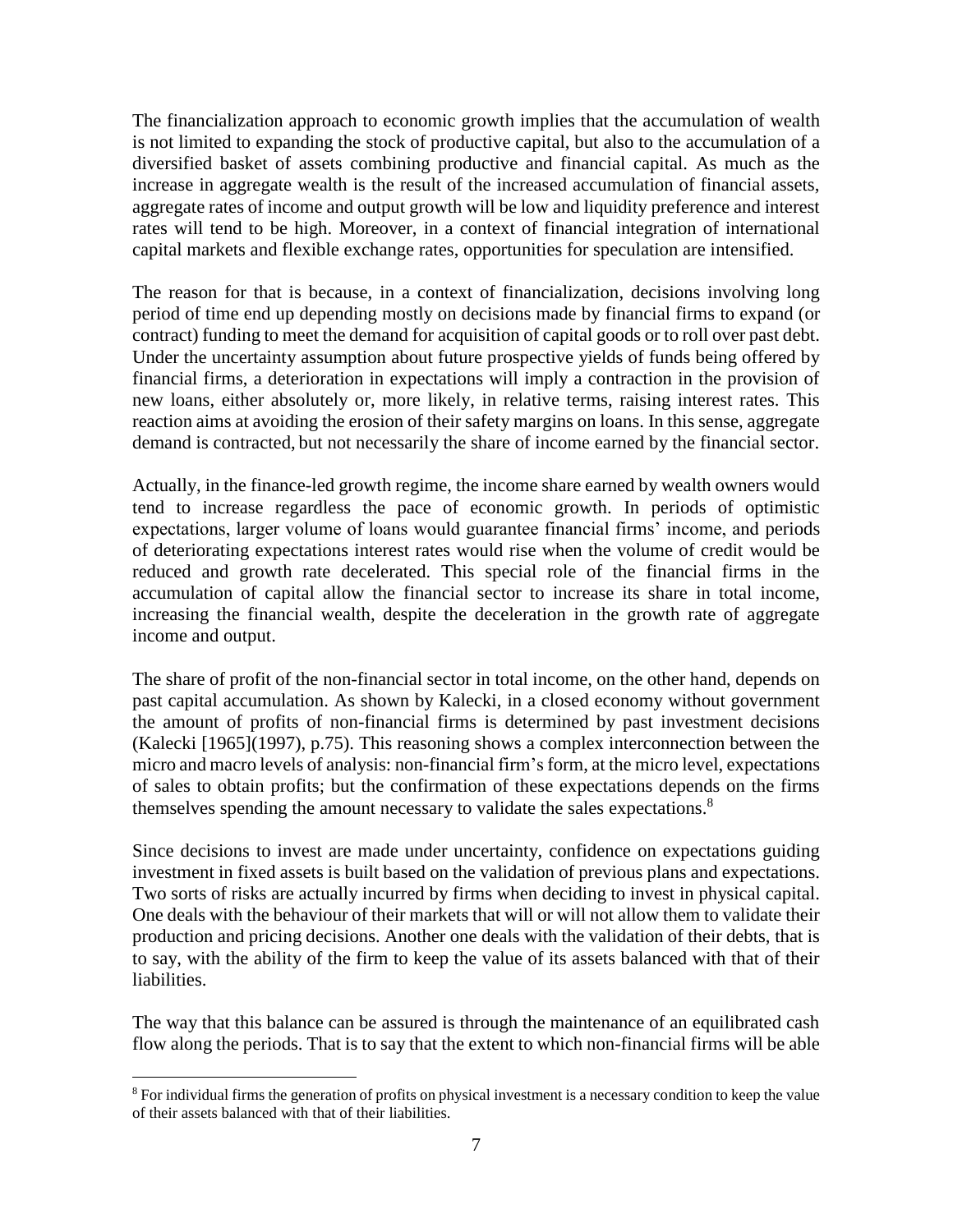The financialization approach to economic growth implies that the accumulation of wealth is not limited to expanding the stock of productive capital, but also to the accumulation of a diversified basket of assets combining productive and financial capital. As much as the increase in aggregate wealth is the result of the increased accumulation of financial assets, aggregate rates of income and output growth will be low and liquidity preference and interest rates will tend to be high. Moreover, in a context of financial integration of international capital markets and flexible exchange rates, opportunities for speculation are intensified.

The reason for that is because, in a context of financialization, decisions involving long period of time end up depending mostly on decisions made by financial firms to expand (or contract) funding to meet the demand for acquisition of capital goods or to roll over past debt. Under the uncertainty assumption about future prospective yields of funds being offered by financial firms, a deterioration in expectations will imply a contraction in the provision of new loans, either absolutely or, more likely, in relative terms, raising interest rates. This reaction aims at avoiding the erosion of their safety margins on loans. In this sense, aggregate demand is contracted, but not necessarily the share of income earned by the financial sector.

Actually, in the finance-led growth regime, the income share earned by wealth owners would tend to increase regardless the pace of economic growth. In periods of optimistic expectations, larger volume of loans would guarantee financial firms' income, and periods of deteriorating expectations interest rates would rise when the volume of credit would be reduced and growth rate decelerated. This special role of the financial firms in the accumulation of capital allow the financial sector to increase its share in total income, increasing the financial wealth, despite the deceleration in the growth rate of aggregate income and output.

The share of profit of the non-financial sector in total income, on the other hand, depends on past capital accumulation. As shown by Kalecki, in a closed economy without government the amount of profits of non-financial firms is determined by past investment decisions (Kalecki [1965](1997), p.75). This reasoning shows a complex interconnection between the micro and macro levels of analysis: non-financial firm's form, at the micro level, expectations of sales to obtain profits; but the confirmation of these expectations depends on the firms themselves spending the amount necessary to validate the sales expectations.[8]

Since decisions to invest are made under uncertainty, confidence on expectations guiding investment in fixed assets is built based on the validation of previous plans and expectations. Two sorts of risks are actually incurred by firms when deciding to invest in physical capital. One deals with the behaviour of their markets that will or will not allow them to validate their production and pricing decisions. Another one deals with the validation of their debts, that is to say, with the ability of the firm to keep the value of its assets balanced with that of their liabilities.

The way that this balance can be assured is through the maintenance of an equilibrated cash flow along the periods. That is to say that the extent to which non-financial firms will be able

[8] For individual firms the generation of profits on physical investment is a necessary condition to keep the value of their assets balanced with that of their liabilities.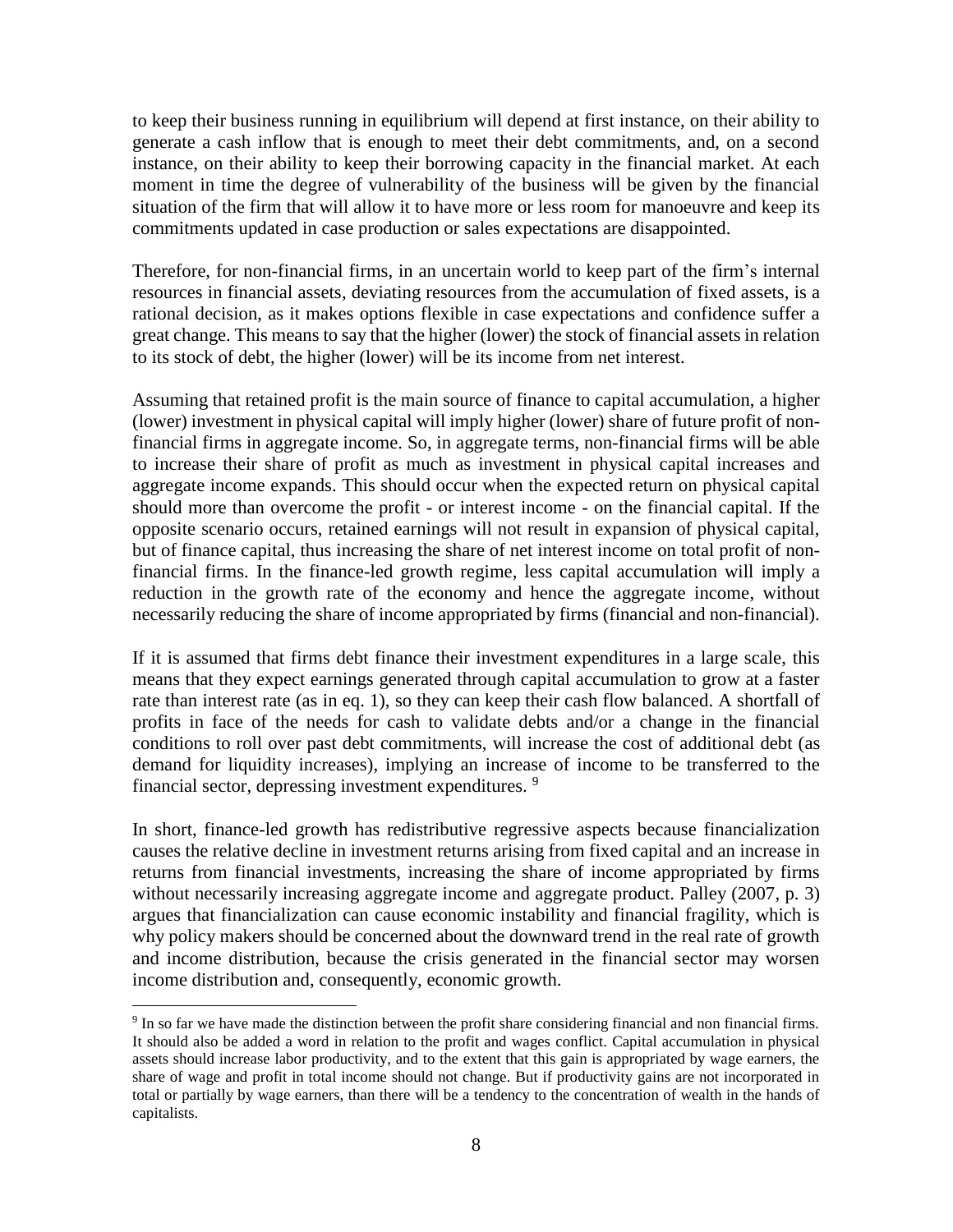to keep their business running in equilibrium will depend at first instance, on their ability to generate a cash inflow that is enough to meet their debt commitments, and, on a second instance, on their ability to keep their borrowing capacity in the financial market. At each moment in time the degree of vulnerability of the business will be given by the financial situation of the firm that will allow it to have more or less room for manoeuvre and keep its commitments updated in case production or sales expectations are disappointed.

Therefore, for non-financial firms, in an uncertain world to keep part of the firm's internal resources in financial assets, deviating resources from the accumulation of fixed assets, is a rational decision, as it makes options flexible in case expectations and confidence suffer a great change. This means to say that the higher (lower) the stock of financial assets in relation to its stock of debt, the higher (lower) will be its income from net interest.

Assuming that retained profit is the main source of finance to capital accumulation, a higher (lower) investment in physical capital will imply higher (lower) share of future profit of non-financial firms in aggregate income. So, in aggregate terms, non-financial firms will be able to increase their share of profit as much as investment in physical capital increases and aggregate income expands. This should occur when the expected return on physical capital should more than overcome the profit - or interest income - on the financial capital. If the opposite scenario occurs, retained earnings will not result in expansion of physical capital, but of finance capital, thus increasing the share of net interest income on total profit of non-financial firms. In the finance-led growth regime, less capital accumulation will imply a reduction in the growth rate of the economy and hence the aggregate income, without necessarily reducing the share of income appropriated by firms (financial and non-financial).

If it is assumed that firms debt finance their investment expenditures in a large scale, this means that they expect earnings generated through capital accumulation to grow at a faster rate than interest rate (as in eq. 1), so they can keep their cash flow balanced. A shortfall of profits in face of the needs for cash to validate debts and/or a change in the financial conditions to roll over past debt commitments, will increase the cost of additional debt (as demand for liquidity increases), implying an increase of income to be transferred to the financial sector, depressing investment expenditures. [9]

In short, finance-led growth has redistributive regressive aspects because financialization causes the relative decline in investment returns arising from fixed capital and an increase in returns from financial investments, increasing the share of income appropriated by firms without necessarily increasing aggregate income and aggregate product. Palley (2007, p. 3) argues that financialization can cause economic instability and financial fragility, which is why policy makers should be concerned about the downward trend in the real rate of growth and income distribution, because the crisis generated in the financial sector may worsen income distribution and, consequently, economic growth.

[9] In so far we have made the distinction between the profit share considering financial and non financial firms. It should also be added a word in relation to the profit and wages conflict. Capital accumulation in physical assets should increase labor productivity, and to the extent that this gain is appropriated by wage earners, the share of wage and profit in total income should not change. But if productivity gains are not incorporated in total or partially by wage earners, than there will be a tendency to the concentration of wealth in the hands of capitalists.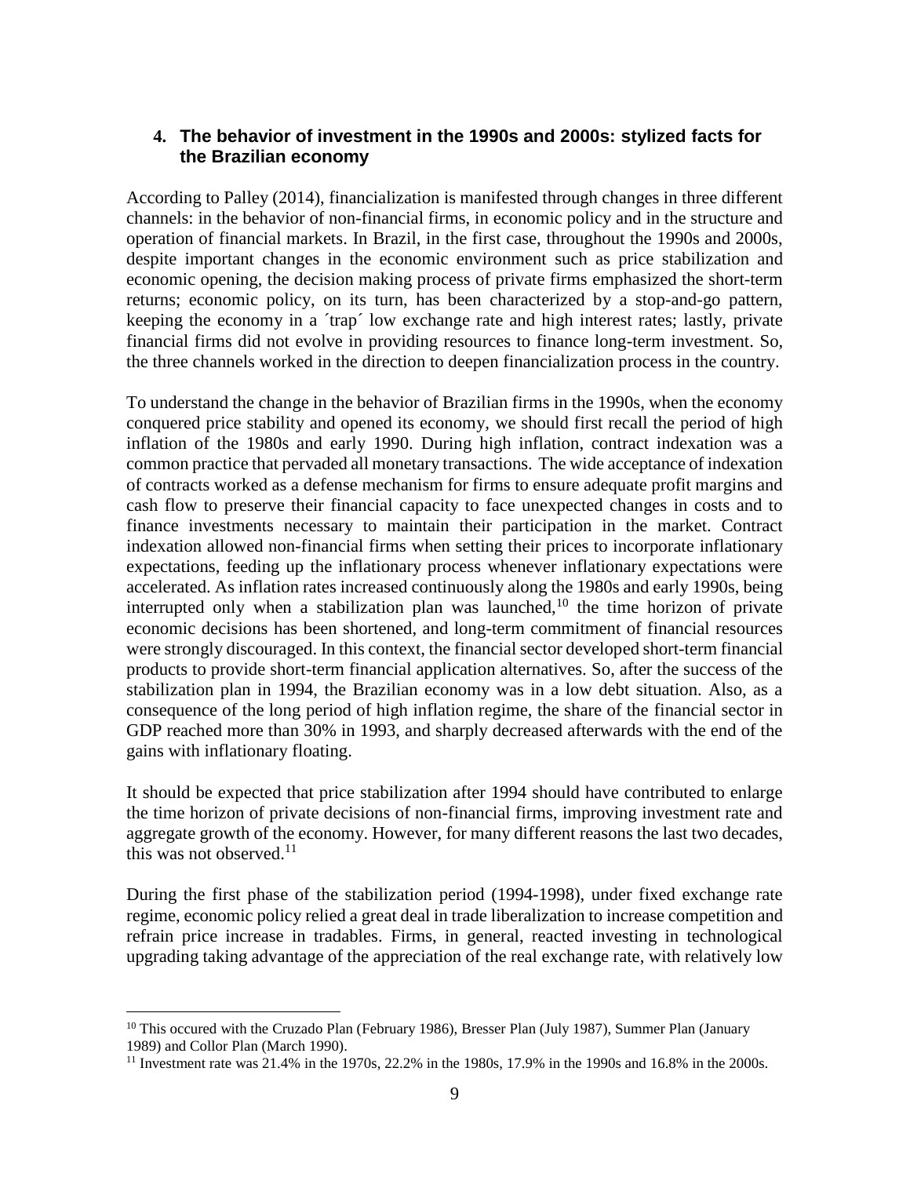## 4. The behavior of investment in the 1990s and 2000s: stylized facts for the Brazilian economy

According to Palley (2014), financialization is manifested through changes in three different channels: in the behavior of non-financial firms, in economic policy and in the structure and operation of financial markets. In Brazil, in the first case, throughout the 1990s and 2000s, despite important changes in the economic environment such as price stabilization and economic opening, the decision making process of private firms emphasized the short-term returns; economic policy, on its turn, has been characterized by a stop-and-go pattern, keeping the economy in a ´trap´ low exchange rate and high interest rates; lastly, private financial firms did not evolve in providing resources to finance long-term investment. So, the three channels worked in the direction to deepen financialization process in the country.

To understand the change in the behavior of Brazilian firms in the 1990s, when the economy conquered price stability and opened its economy, we should first recall the period of high inflation of the 1980s and early 1990. During high inflation, contract indexation was a common practice that pervaded all monetary transactions. The wide acceptance of indexation of contracts worked as a defense mechanism for firms to ensure adequate profit margins and cash flow to preserve their financial capacity to face unexpected changes in costs and to finance investments necessary to maintain their participation in the market. Contract indexation allowed non-financial firms when setting their prices to incorporate inflationary expectations, feeding up the inflationary process whenever inflationary expectations were accelerated. As inflation rates increased continuously along the 1980s and early 1990s, being interrupted only when a stabilization plan was launched,[10] the time horizon of private economic decisions has been shortened, and long-term commitment of financial resources were strongly discouraged. In this context, the financial sector developed short-term financial products to provide short-term financial application alternatives. So, after the success of the stabilization plan in 1994, the Brazilian economy was in a low debt situation. Also, as a consequence of the long period of high inflation regime, the share of the financial sector in GDP reached more than 30% in 1993, and sharply decreased afterwards with the end of the gains with inflationary floating.

It should be expected that price stabilization after 1994 should have contributed to enlarge the time horizon of private decisions of non-financial firms, improving investment rate and aggregate growth of the economy. However, for many different reasons the last two decades, this was not observed.[11]

During the first phase of the stabilization period (1994-1998), under fixed exchange rate regime, economic policy relied a great deal in trade liberalization to increase competition and refrain price increase in tradables. Firms, in general, reacted investing in technological upgrading taking advantage of the appreciation of the real exchange rate, with relatively low

[10] This occured with the Cruzado Plan (February 1986), Bresser Plan (July 1987), Summer Plan (January 1989) and Collor Plan (March 1990).

[11] Investment rate was 21.4% in the 1970s, 22.2% in the 1980s, 17.9% in the 1990s and 16.8% in the 2000s.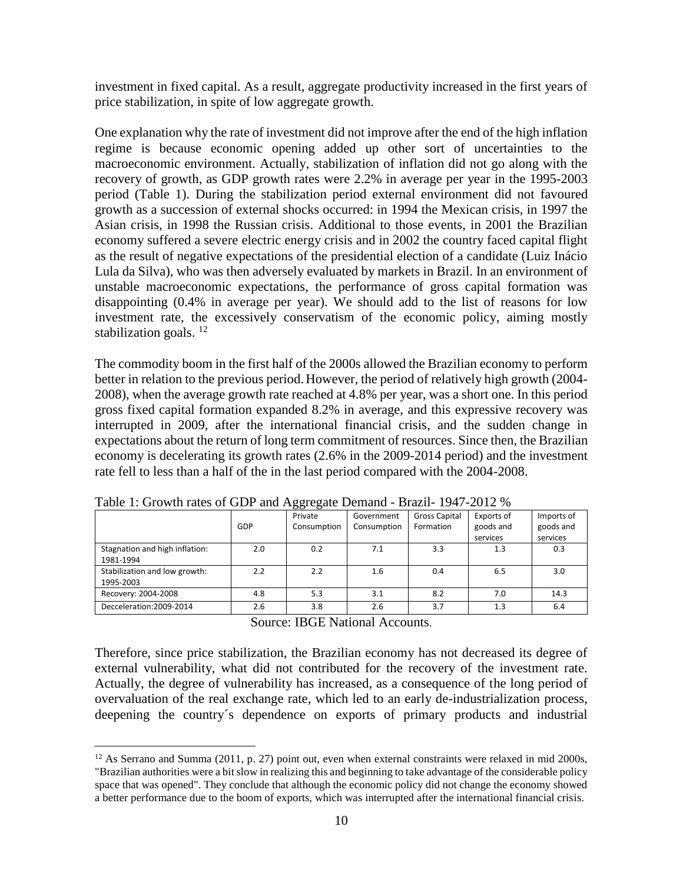investment in fixed capital. As a result, aggregate productivity increased in the first years of price stabilization, in spite of low aggregate growth.

One explanation why the rate of investment did not improve after the end of the high inflation regime is because economic opening added up other sort of uncertainties to the macroeconomic environment. Actually, stabilization of inflation did not go along with the recovery of growth, as GDP growth rates were 2.2% in average per year in the 1995-2003 period (Table 1). During the stabilization period external environment did not favoured growth as a succession of external shocks occurred: in 1994 the Mexican crisis, in 1997 the Asian crisis, in 1998 the Russian crisis. Additional to those events, in 2001 the Brazilian economy suffered a severe electric energy crisis and in 2002 the country faced capital flight as the result of negative expectations of the presidential election of a candidate (Luiz Inácio Lula da Silva), who was then adversely evaluated by markets in Brazil. In an environment of unstable macroeconomic expectations, the performance of gross capital formation was disappointing (0.4% in average per year). We should add to the list of reasons for low investment rate, the excessively conservatism of the economic policy, aiming mostly stabilization goals. [12]

The commodity boom in the first half of the 2000s allowed the Brazilian economy to perform better in relation to the previous period. However, the period of relatively high growth (2004-2008), when the average growth rate reached at 4.8% per year, was a short one. In this period gross fixed capital formation expanded 8.2% in average, and this expressive recovery was interrupted in 2009, after the international financial crisis, and the sudden change in expectations about the return of long term commitment of resources. Since then, the Brazilian economy is decelerating its growth rates (2.6% in the 2009-2014 period) and the investment rate fell to less than a half of the in the last period compared with the 2004-2008.

Table 1: Growth rates of GDP and Aggregate Demand - Brazil- 1947-2012 %

| | GDP | Private Consumption | Government Consumption | Gross Capital Formation | Exports of goods and services | Imports of goods and services |
|---|---|---|---|---|---|---|
| Stagnation and high inflation: 1981-1994 | 2.0 | 0.2 | 7.1 | 3.3 | 1.3 | 0.3 |
| Stabilization and low growth: 1995-2003 | 2.2 | 2.2 | 1.6 | 0.4 | 6.5 | 3.0 |
| Recovery: 2004-2008 | 4.8 | 5.3 | 3.1 | 8.2 | 7.0 | 14.3 |
| Decceleration:2009-2014 | 2.6 | 3.8 | 2.6 | 3.7 | 1.3 | 6.4 |

Source: IBGE National Accounts.

Therefore, since price stabilization, the Brazilian economy has not decreased its degree of external vulnerability, what did not contributed for the recovery of the investment rate. Actually, the degree of vulnerability has increased, as a consequence of the long period of overvaluation of the real exchange rate, which led to an early de-industrialization process, deepening the country´s dependence on exports of primary products and industrial

[12] As Serrano and Summa (2011, p. 27) point out, even when external constraints were relaxed in mid 2000s, "Brazilian authorities were a bit slow in realizing this and beginning to take advantage of the considerable policy space that was opened". They conclude that although the economic policy did not change the economy showed a better performance due to the boom of exports, which was interrupted after the international financial crisis.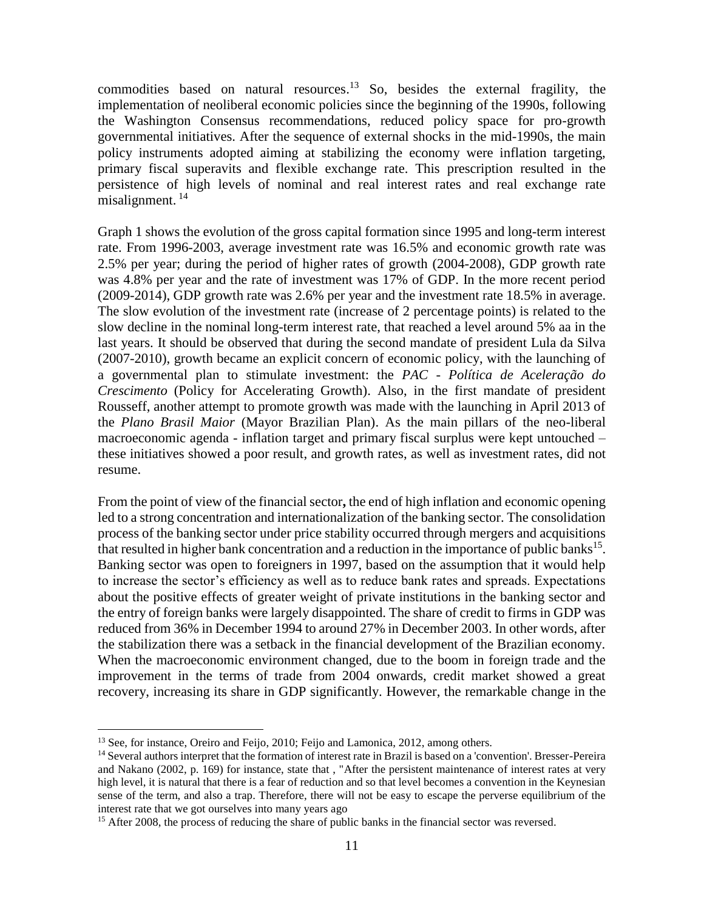commodities based on natural resources.[13] So, besides the external fragility, the implementation of neoliberal economic policies since the beginning of the 1990s, following the Washington Consensus recommendations, reduced policy space for pro-growth governmental initiatives. After the sequence of external shocks in the mid-1990s, the main policy instruments adopted aiming at stabilizing the economy were inflation targeting, primary fiscal superavits and flexible exchange rate. This prescription resulted in the persistence of high levels of nominal and real interest rates and real exchange rate misalignment. [14]

Graph 1 shows the evolution of the gross capital formation since 1995 and long-term interest rate. From 1996-2003, average investment rate was 16.5% and economic growth rate was 2.5% per year; during the period of higher rates of growth (2004-2008), GDP growth rate was 4.8% per year and the rate of investment was 17% of GDP. In the more recent period (2009-2014), GDP growth rate was 2.6% per year and the investment rate 18.5% in average. The slow evolution of the investment rate (increase of 2 percentage points) is related to the slow decline in the nominal long-term interest rate, that reached a level around 5% aa in the last years. It should be observed that during the second mandate of president Lula da Silva (2007-2010), growth became an explicit concern of economic policy, with the launching of a governmental plan to stimulate investment: the *PAC - Política de Aceleração do Crescimento* (Policy for Accelerating Growth). Also, in the first mandate of president Rousseff, another attempt to promote growth was made with the launching in April 2013 of the *Plano Brasil Maior* (Mayor Brazilian Plan). As the main pillars of the neo-liberal macroeconomic agenda - inflation target and primary fiscal surplus were kept untouched – these initiatives showed a poor result, and growth rates, as well as investment rates, did not resume.

From the point of view of the financial sector**,** the end of high inflation and economic opening led to a strong concentration and internationalization of the banking sector. The consolidation process of the banking sector under price stability occurred through mergers and acquisitions that resulted in higher bank concentration and a reduction in the importance of public banks[15]. Banking sector was open to foreigners in 1997, based on the assumption that it would help to increase the sector's efficiency as well as to reduce bank rates and spreads. Expectations about the positive effects of greater weight of private institutions in the banking sector and the entry of foreign banks were largely disappointed. The share of credit to firms in GDP was reduced from 36% in December 1994 to around 27% in December 2003. In other words, after the stabilization there was a setback in the financial development of the Brazilian economy. When the macroeconomic environment changed, due to the boom in foreign trade and the improvement in the terms of trade from 2004 onwards, credit market showed a great recovery, increasing its share in GDP significantly. However, the remarkable change in the

---

[13] See, for instance, Oreiro and Feijo, 2010; Feijo and Lamonica, 2012, among others.

[14] Several authors interpret that the formation of interest rate in Brazil is based on a 'convention'. Bresser-Pereira and Nakano (2002, p. 169) for instance, state that , "After the persistent maintenance of interest rates at very high level, it is natural that there is a fear of reduction and so that level becomes a convention in the Keynesian sense of the term, and also a trap. Therefore, there will not be easy to escape the perverse equilibrium of the interest rate that we got ourselves into many years ago

[15] After 2008, the process of reducing the share of public banks in the financial sector was reversed.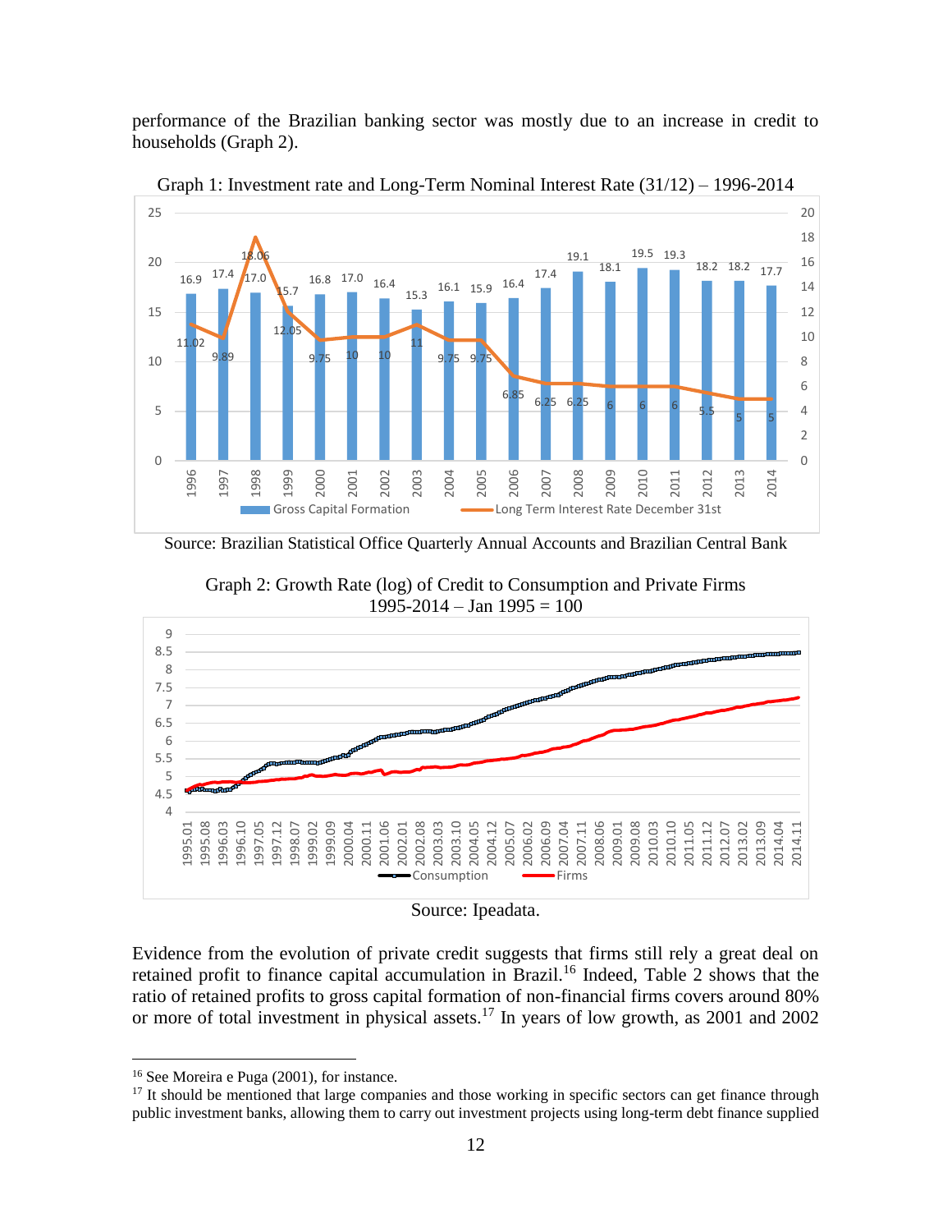performance of the Brazilian banking sector was mostly due to an increase in credit to households (Graph 2).

Graph 1: Investment rate and Long-Term Nominal Interest Rate (31/12) – 1996-2014

Source: Brazilian Statistical Office Quarterly Annual Accounts and Brazilian Central Bank

Graph 2: Growth Rate (log) of Credit to Consumption and Private Firms 1995-2014 – Jan 1995 = 100

Source: Ipeadata.

Evidence from the evolution of private credit suggests that firms still rely a great deal on retained profit to finance capital accumulation in Brazil.[16] Indeed, Table 2 shows that the ratio of retained profits to gross capital formation of non-financial firms covers around 80% or more of total investment in physical assets.[17] In years of low growth, as 2001 and 2002

[16] See Moreira e Puga (2001), for instance.

[17] It should be mentioned that large companies and those working in specific sectors can get finance through public investment banks, allowing them to carry out investment projects using long-term debt finance supplied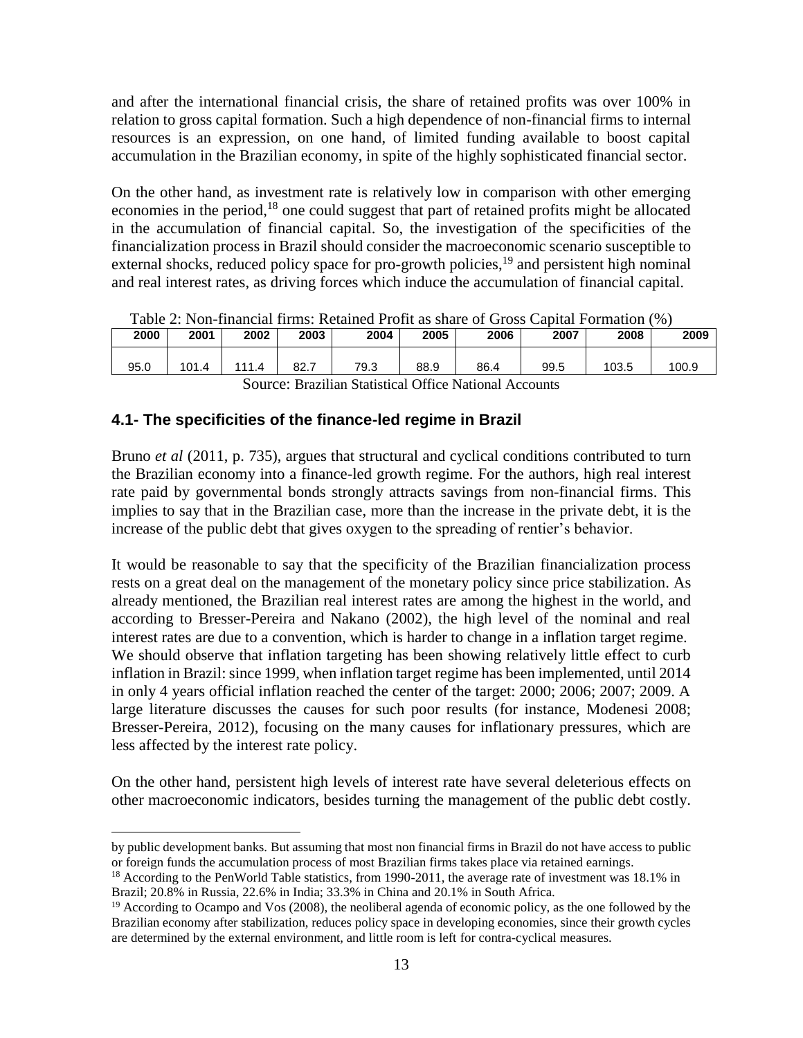and after the international financial crisis, the share of retained profits was over 100% in relation to gross capital formation. Such a high dependence of non-financial firms to internal resources is an expression, on one hand, of limited funding available to boost capital accumulation in the Brazilian economy, in spite of the highly sophisticated financial sector.

On the other hand, as investment rate is relatively low in comparison with other emerging economies in the period,[18] one could suggest that part of retained profits might be allocated in the accumulation of financial capital. So, the investigation of the specificities of the financialization process in Brazil should consider the macroeconomic scenario susceptible to external shocks, reduced policy space for pro-growth policies,[19] and persistent high nominal and real interest rates, as driving forces which induce the accumulation of financial capital.

Table 2: Non-financial firms: Retained Profit as share of Gross Capital Formation (%)

| 2000 | 2001 | 2002 | 2003 | 2004 | 2005 | 2006 | 2007 | 2008 | 2009 |
|---|---|---|---|---|---|---|---|---|---|
| 95.0 | 101.4 | 111.4 | 82.7 | 79.3 | 88.9 | 86.4 | 99.5 | 103.5 | 100.9 |

Source: Brazilian Statistical Office National Accounts

### 4.1- The specificities of the finance-led regime in Brazil

Bruno *et al* (2011, p. 735), argues that structural and cyclical conditions contributed to turn the Brazilian economy into a finance-led growth regime. For the authors, high real interest rate paid by governmental bonds strongly attracts savings from non-financial firms. This implies to say that in the Brazilian case, more than the increase in the private debt, it is the increase of the public debt that gives oxygen to the spreading of rentier's behavior.

It would be reasonable to say that the specificity of the Brazilian financialization process rests on a great deal on the management of the monetary policy since price stabilization. As already mentioned, the Brazilian real interest rates are among the highest in the world, and according to Bresser-Pereira and Nakano (2002), the high level of the nominal and real interest rates are due to a convention, which is harder to change in a inflation target regime. We should observe that inflation targeting has been showing relatively little effect to curb inflation in Brazil: since 1999, when inflation target regime has been implemented, until 2014 in only 4 years official inflation reached the center of the target: 2000; 2006; 2007; 2009. A large literature discusses the causes for such poor results (for instance, Modenesi 2008; Bresser-Pereira, 2012), focusing on the many causes for inflationary pressures, which are less affected by the interest rate policy.

On the other hand, persistent high levels of interest rate have several deleterious effects on other macroeconomic indicators, besides turning the management of the public debt costly.

---

by public development banks. But assuming that most non financial firms in Brazil do not have access to public or foreign funds the accumulation process of most Brazilian firms takes place via retained earnings.

[18] According to the PenWorld Table statistics, from 1990-2011, the average rate of investment was 18.1% in Brazil; 20.8% in Russia, 22.6% in India; 33.3% in China and 20.1% in South Africa.

[19] According to Ocampo and Vos (2008), the neoliberal agenda of economic policy, as the one followed by the Brazilian economy after stabilization, reduces policy space in developing economies, since their growth cycles are determined by the external environment, and little room is left for contra-cyclical measures.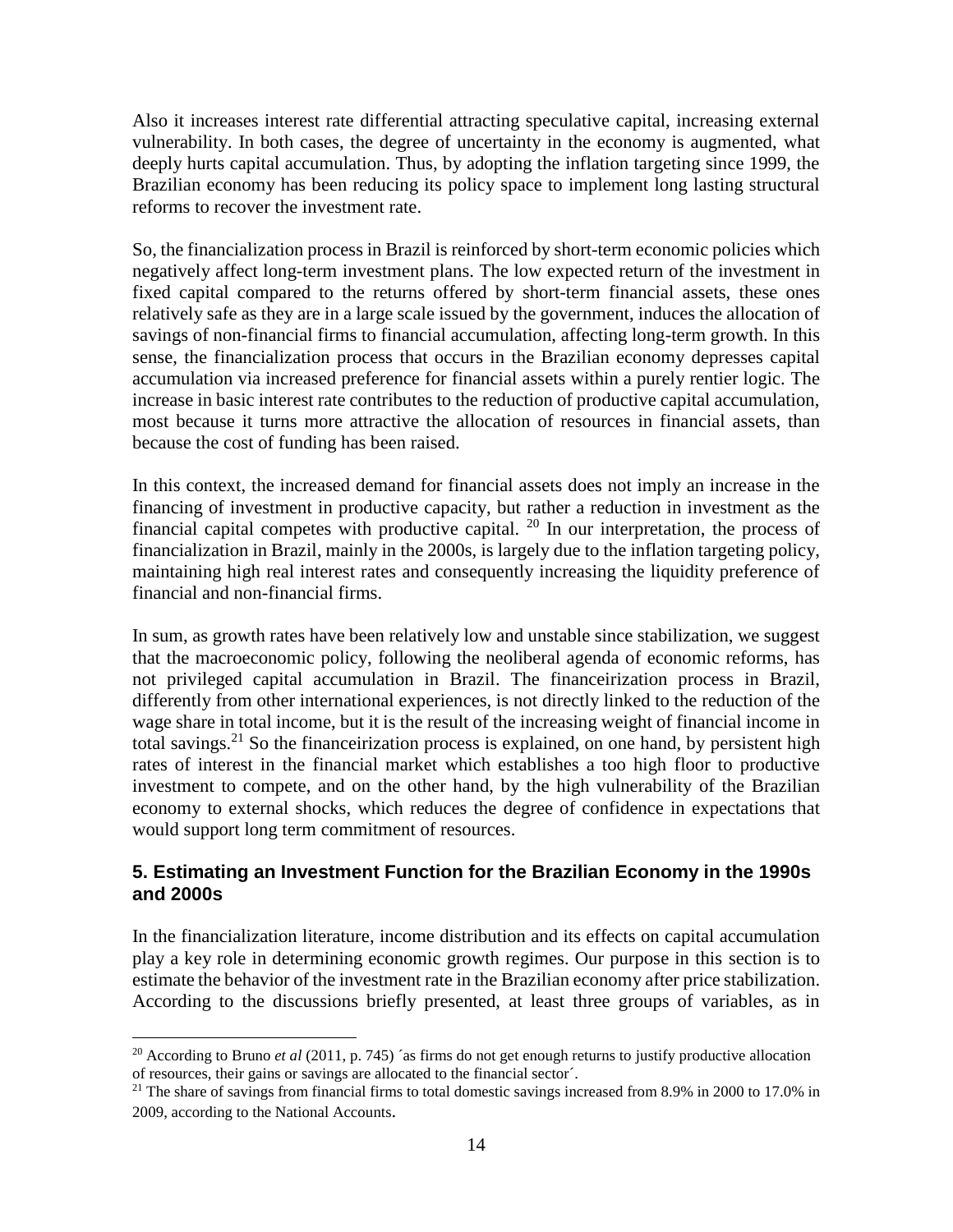Also it increases interest rate differential attracting speculative capital, increasing external vulnerability. In both cases, the degree of uncertainty in the economy is augmented, what deeply hurts capital accumulation. Thus, by adopting the inflation targeting since 1999, the Brazilian economy has been reducing its policy space to implement long lasting structural reforms to recover the investment rate.

So, the financialization process in Brazil is reinforced by short-term economic policies which negatively affect long-term investment plans. The low expected return of the investment in fixed capital compared to the returns offered by short-term financial assets, these ones relatively safe as they are in a large scale issued by the government, induces the allocation of savings of non-financial firms to financial accumulation, affecting long-term growth. In this sense, the financialization process that occurs in the Brazilian economy depresses capital accumulation via increased preference for financial assets within a purely rentier logic. The increase in basic interest rate contributes to the reduction of productive capital accumulation, most because it turns more attractive the allocation of resources in financial assets, than because the cost of funding has been raised.

In this context, the increased demand for financial assets does not imply an increase in the financing of investment in productive capacity, but rather a reduction in investment as the financial capital competes with productive capital. [20] In our interpretation, the process of financialization in Brazil, mainly in the 2000s, is largely due to the inflation targeting policy, maintaining high real interest rates and consequently increasing the liquidity preference of financial and non-financial firms.

In sum, as growth rates have been relatively low and unstable since stabilization, we suggest that the macroeconomic policy, following the neoliberal agenda of economic reforms, has not privileged capital accumulation in Brazil. The financeirization process in Brazil, differently from other international experiences, is not directly linked to the reduction of the wage share in total income, but it is the result of the increasing weight of financial income in total savings.[21] So the financeirization process is explained, on one hand, by persistent high rates of interest in the financial market which establishes a too high floor to productive investment to compete, and on the other hand, by the high vulnerability of the Brazilian economy to external shocks, which reduces the degree of confidence in expectations that would support long term commitment of resources.

## 5. Estimating an Investment Function for the Brazilian Economy in the 1990s and 2000s

In the financialization literature, income distribution and its effects on capital accumulation play a key role in determining economic growth regimes. Our purpose in this section is to estimate the behavior of the investment rate in the Brazilian economy after price stabilization. According to the discussions briefly presented, at least three groups of variables, as in

---

[20] According to Bruno *et al* (2011, p. 745) ´as firms do not get enough returns to justify productive allocation of resources, their gains or savings are allocated to the financial sector´.

[21] The share of savings from financial firms to total domestic savings increased from 8.9% in 2000 to 17.0% in 2009, according to the National Accounts.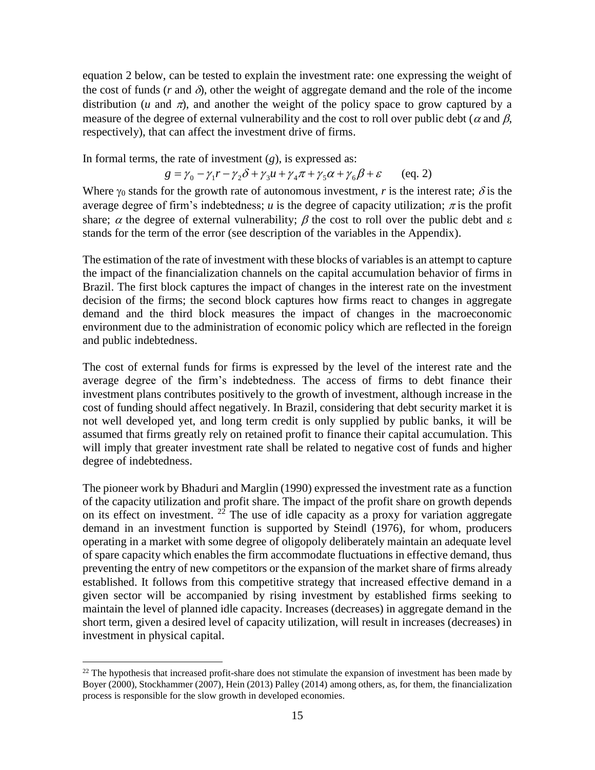equation 2 below, can be tested to explain the investment rate: one expressing the weight of the cost of funds ($r$ and $\delta$), other the weight of aggregate demand and the role of the income distribution ($u$ and $\pi$), and another the weight of the policy space to grow captured by a measure of the degree of external vulnerability and the cost to roll over public debt ($\alpha$ and $\beta$, respectively), that can affect the investment drive of firms.

In formal terms, the rate of investment ($g$), is expressed as:

$$g = \gamma_0 - \gamma_1 r - \gamma_2 \delta + \gamma_3 u + \gamma_4 \pi + \gamma_5 \alpha + \gamma_6 \beta + \varepsilon \qquad \text{(eq. 2)}$$

Where $\gamma_0$ stands for the growth rate of autonomous investment, $r$ is the interest rate; $\delta$ is the average degree of firm's indebtedness; $u$ is the degree of capacity utilization; $\pi$ is the profit share; $\alpha$ the degree of external vulnerability; $\beta$ the cost to roll over the public debt and $\varepsilon$ stands for the term of the error (see description of the variables in the Appendix).

The estimation of the rate of investment with these blocks of variables is an attempt to capture the impact of the financialization channels on the capital accumulation behavior of firms in Brazil. The first block captures the impact of changes in the interest rate on the investment decision of the firms; the second block captures how firms react to changes in aggregate demand and the third block measures the impact of changes in the macroeconomic environment due to the administration of economic policy which are reflected in the foreign and public indebtedness.

The cost of external funds for firms is expressed by the level of the interest rate and the average degree of the firm's indebtedness. The access of firms to debt finance their investment plans contributes positively to the growth of investment, although increase in the cost of funding should affect negatively. In Brazil, considering that debt security market it is not well developed yet, and long term credit is only supplied by public banks, it will be assumed that firms greatly rely on retained profit to finance their capital accumulation. This will imply that greater investment rate shall be related to negative cost of funds and higher degree of indebtedness.

The pioneer work by Bhaduri and Marglin (1990) expressed the investment rate as a function of the capacity utilization and profit share. The impact of the profit share on growth depends on its effect on investment. [22] The use of idle capacity as a proxy for variation aggregate demand in an investment function is supported by Steindl (1976), for whom, producers operating in a market with some degree of oligopoly deliberately maintain an adequate level of spare capacity which enables the firm accommodate fluctuations in effective demand, thus preventing the entry of new competitors or the expansion of the market share of firms already established. It follows from this competitive strategy that increased effective demand in a given sector will be accompanied by rising investment by established firms seeking to maintain the level of planned idle capacity. Increases (decreases) in aggregate demand in the short term, given a desired level of capacity utilization, will result in increases (decreases) in investment in physical capital.

[22] The hypothesis that increased profit-share does not stimulate the expansion of investment has been made by Boyer (2000), Stockhammer (2007), Hein (2013) Palley (2014) among others, as, for them, the financialization process is responsible for the slow growth in developed economies.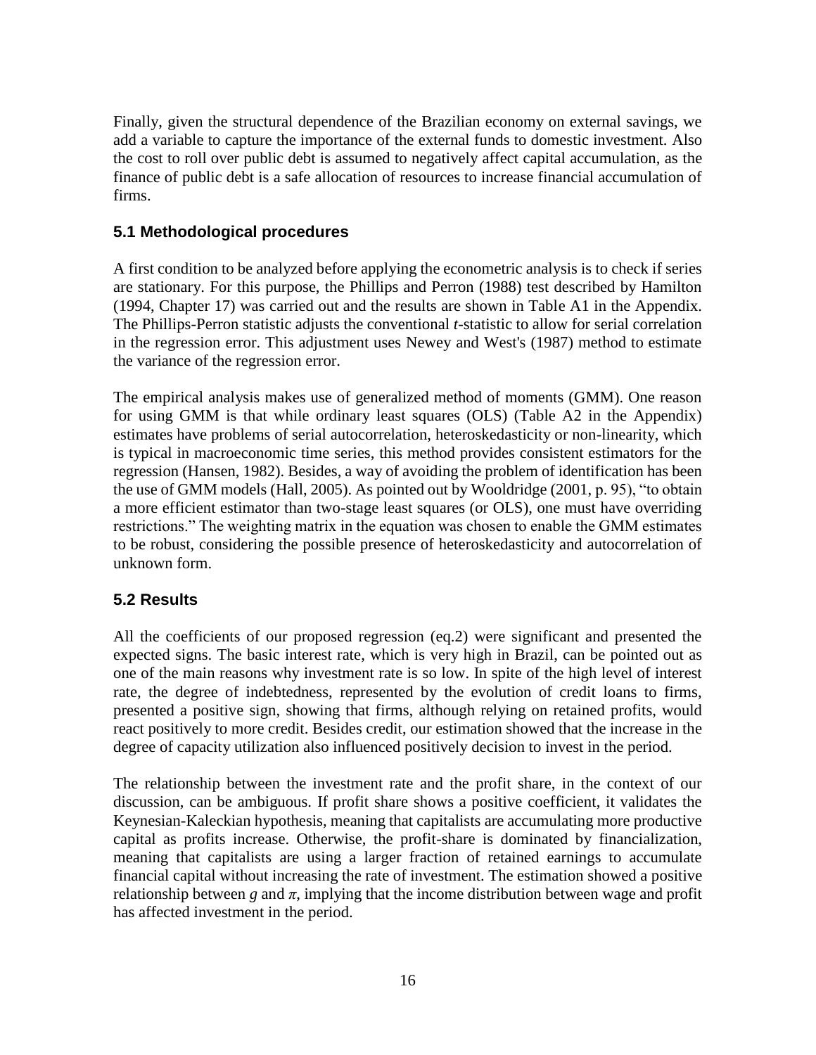Finally, given the structural dependence of the Brazilian economy on external savings, we add a variable to capture the importance of the external funds to domestic investment. Also the cost to roll over public debt is assumed to negatively affect capital accumulation, as the finance of public debt is a safe allocation of resources to increase financial accumulation of firms.

### 5.1 Methodological procedures

A first condition to be analyzed before applying the econometric analysis is to check if series are stationary. For this purpose, the Phillips and Perron (1988) test described by Hamilton (1994, Chapter 17) was carried out and the results are shown in Table A1 in the Appendix. The Phillips-Perron statistic adjusts the conventional *t*-statistic to allow for serial correlation in the regression error. This adjustment uses Newey and West's (1987) method to estimate the variance of the regression error.

The empirical analysis makes use of generalized method of moments (GMM). One reason for using GMM is that while ordinary least squares (OLS) (Table A2 in the Appendix) estimates have problems of serial autocorrelation, heteroskedasticity or non-linearity, which is typical in macroeconomic time series, this method provides consistent estimators for the regression (Hansen, 1982). Besides, a way of avoiding the problem of identification has been the use of GMM models (Hall, 2005). As pointed out by Wooldridge (2001, p. 95), "to obtain a more efficient estimator than two-stage least squares (or OLS), one must have overriding restrictions." The weighting matrix in the equation was chosen to enable the GMM estimates to be robust, considering the possible presence of heteroskedasticity and autocorrelation of unknown form.

### 5.2 Results

All the coefficients of our proposed regression (eq.2) were significant and presented the expected signs. The basic interest rate, which is very high in Brazil, can be pointed out as one of the main reasons why investment rate is so low. In spite of the high level of interest rate, the degree of indebtedness, represented by the evolution of credit loans to firms, presented a positive sign, showing that firms, although relying on retained profits, would react positively to more credit. Besides credit, our estimation showed that the increase in the degree of capacity utilization also influenced positively decision to invest in the period.

The relationship between the investment rate and the profit share, in the context of our discussion, can be ambiguous. If profit share shows a positive coefficient, it validates the Keynesian-Kaleckian hypothesis, meaning that capitalists are accumulating more productive capital as profits increase. Otherwise, the profit-share is dominated by financialization, meaning that capitalists are using a larger fraction of retained earnings to accumulate financial capital without increasing the rate of investment. The estimation showed a positive relationship between $g$ and $\pi$, implying that the income distribution between wage and profit has affected investment in the period.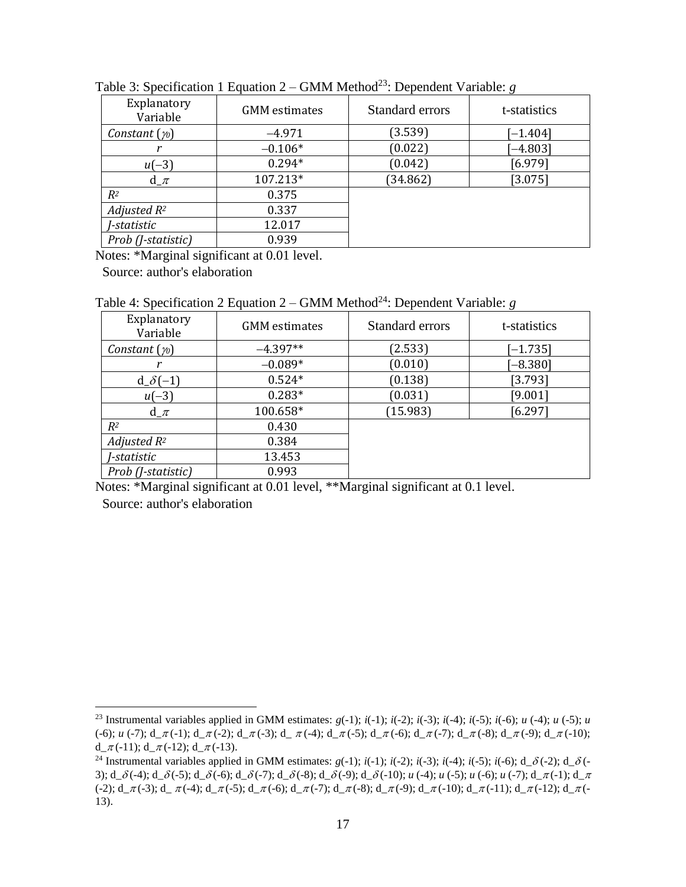Table 3: Specification 1 Equation 2 – GMM Method[23]: Dependent Variable: $g$

| Explanatory Variable | GMM estimates | Standard errors | t-statistics |
|---|---|---|---|
| *Constant* ($\gamma_0$) | –4.971 | (3.539) | [–1.404] |
| $r$ | –0.106* | (0.022) | [–4.803] |
| $u(-3)$ | 0.294* | (0.042) | [6.979] |
| $d\_\pi$ | 107.213* | (34.862) | [3.075] |
| $R^2$ | 0.375 | | |
| *Adjusted* $R^2$ | 0.337 | | |
| *J-statistic* | 12.017 | | |
| *Prob (J-statistic)* | 0.939 | | |

Notes: *Marginal significant at 0.01 level.

Source: author's elaboration

Table 4: Specification 2 Equation 2 – GMM Method[24]: Dependent Variable: $g$

| Explanatory Variable | GMM estimates | Standard errors | t-statistics |
|---|---|---|---|
| *Constant* ($\gamma_0$) | –4.397** | (2.533) | [–1.735] |
| $r$ | –0.089* | (0.010) | [–8.380] |
| $d\_\delta(-1)$ | 0.524* | (0.138) | [3.793] |
| $u(-3)$ | 0.283* | (0.031) | [9.001] |
| $d\_\pi$ | 100.658* | (15.983) | [6.297] |
| $R^2$ | 0.430 | | |
| *Adjusted* $R^2$ | 0.384 | | |
| *J-statistic* | 13.453 | | |
| *Prob (J-statistic)* | 0.993 | | |

Notes: *Marginal significant at 0.01 level, **Marginal significant at 0.1 level.

Source: author's elaboration

---

[23] Instrumental variables applied in GMM estimates: $g(-1)$; $i(-1)$; $i(-2)$; $i(-3)$; $i(-4)$; $i(-5)$; $i(-6)$; $u(-4)$; $u(-5)$; $u(-6)$; $u(-7)$; $d\_\pi(-1)$; $d\_\pi(-2)$; $d\_\pi(-3)$; $d\_\pi(-4)$; $d\_\pi(-5)$; $d\_\pi(-6)$; $d\_\pi(-7)$; $d\_\pi(-8)$; $d\_\pi(-9)$; $d\_\pi(-10)$; $d\_\pi(-11)$; $d\_\pi(-12)$; $d\_\pi(-13)$.

[24] Instrumental variables applied in GMM estimates: $g(-1)$; $i(-1)$; $i(-2)$; $i(-3)$; $i(-4)$; $i(-5)$; $i(-6)$; $d\_\delta(-2)$; $d\_\delta(-3)$; $d\_\delta(-4)$; $d\_\delta(-5)$; $d\_\delta(-6)$; $d\_\delta(-7)$; $d\_\delta(-8)$; $d\_\delta(-9)$; $d\_\delta(-10)$; $u(-4)$; $u(-5)$; $u(-6)$; $u(-7)$; $d\_\pi(-1)$; $d\_\pi(-2)$; $d\_\pi(-3)$; $d\_\pi(-4)$; $d\_\pi(-5)$; $d\_\pi(-6)$; $d\_\pi(-7)$; $d\_\pi(-8)$; $d\_\pi(-9)$; $d\_\pi(-10)$; $d\_\pi(-11)$; $d\_\pi(-12)$; $d\_\pi(-13)$.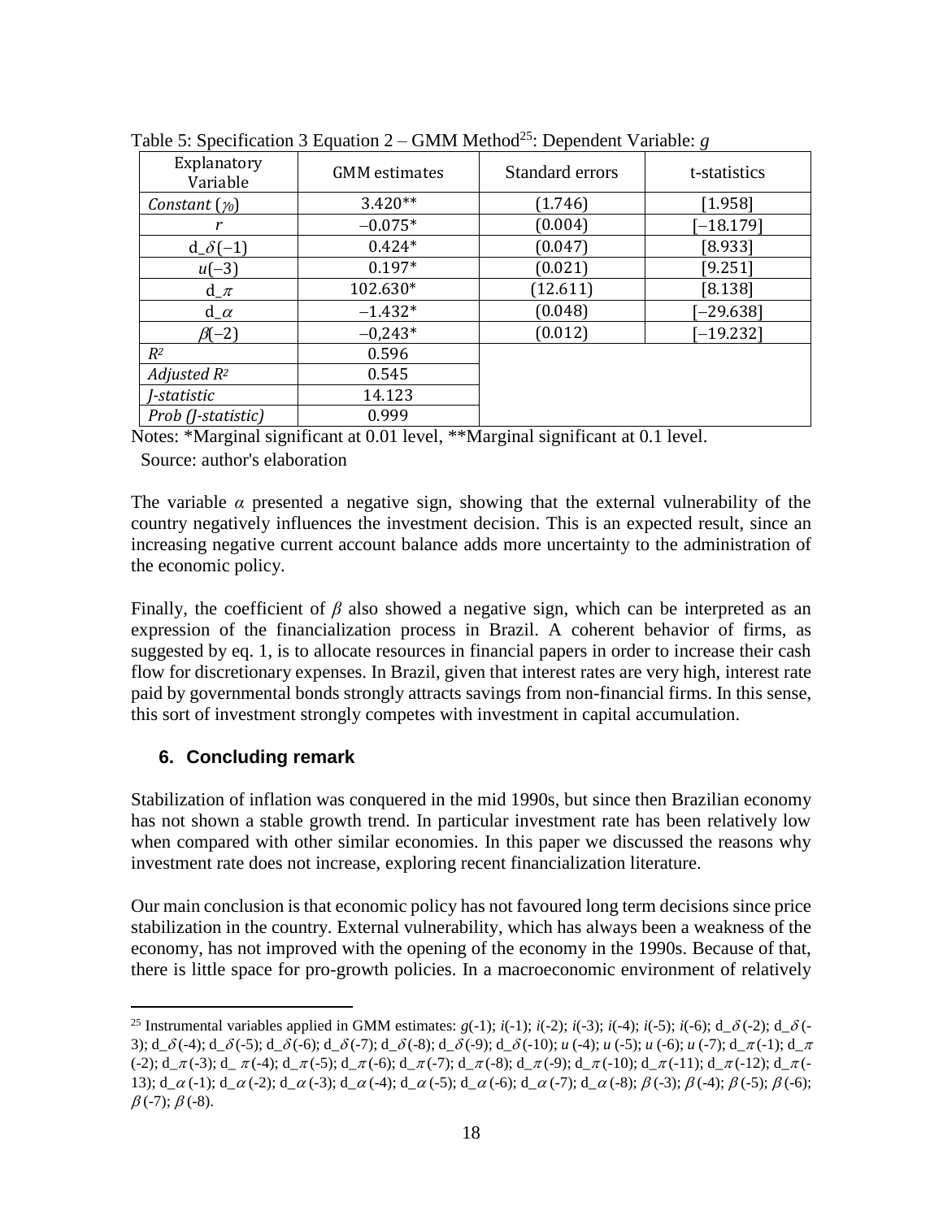Table 5: Specification 3 Equation 2 – GMM Method[25]: Dependent Variable: $g$

| Explanatory Variable | GMM estimates | Standard errors | t-statistics |
|---|---|---|---|
| *Constant* ($\gamma_0$) | 3.420** | (1.746) | [1.958] |
| $r$ | –0.075* | (0.004) | [–18.179] |
| d_$\delta$(–1) | 0.424* | (0.047) | [8.933] |
| $u$(–3) | 0.197* | (0.021) | [9.251] |
| d_$\pi$ | 102.630* | (12.611) | [8.138] |
| d_$\alpha$ | –1.432* | (0.048) | [–29.638] |
| $\beta$(–2) | –0,243* | (0.012) | [–19.232] |
| $R^2$ | 0.596 | | |
| *Adjusted* $R^2$ | 0.545 | | |
| *J-statistic* | 14.123 | | |
| *Prob (J-statistic)* | 0.999 | | |

Notes: *Marginal significant at 0.01 level, **Marginal significant at 0.1 level.

Source: author's elaboration

The variable $\alpha$ presented a negative sign, showing that the external vulnerability of the country negatively influences the investment decision. This is an expected result, since an increasing negative current account balance adds more uncertainty to the administration of the economic policy.

Finally, the coefficient of $\beta$ also showed a negative sign, which can be interpreted as an expression of the financialization process in Brazil. A coherent behavior of firms, as suggested by eq. 1, is to allocate resources in financial papers in order to increase their cash flow for discretionary expenses. In Brazil, given that interest rates are very high, interest rate paid by governmental bonds strongly attracts savings from non-financial firms. In this sense, this sort of investment strongly competes with investment in capital accumulation.

## 6. Concluding remark

Stabilization of inflation was conquered in the mid 1990s, but since then Brazilian economy has not shown a stable growth trend. In particular investment rate has been relatively low when compared with other similar economies. In this paper we discussed the reasons why investment rate does not increase, exploring recent financialization literature.

Our main conclusion is that economic policy has not favoured long term decisions since price stabilization in the country. External vulnerability, which has always been a weakness of the economy, has not improved with the opening of the economy in the 1990s. Because of that, there is little space for pro-growth policies. In a macroeconomic environment of relatively

[25] Instrumental variables applied in GMM estimates: $g$(-1); $i$(-1); $i$(-2); $i$(-3); $i$(-4); $i$(-5); $i$(-6); d_$\delta$(-2); d_$\delta$(-3); d_$\delta$(-4); d_$\delta$(-5); d_$\delta$(-6); d_$\delta$(-7); d_$\delta$(-8); d_$\delta$(-9); d_$\delta$(-10); $u$ (-4); $u$ (-5); $u$ (-6); $u$ (-7); d_$\pi$(-1); d_$\pi$(-2); d_$\pi$(-3); d_$\pi$(-4); d_$\pi$(-5); d_$\pi$(-6); d_$\pi$(-7); d_$\pi$(-8); d_$\pi$(-9); d_$\pi$(-10); d_$\pi$(-11); d_$\pi$(-12); d_$\pi$(-13); d_$\alpha$(-1); d_$\alpha$(-2); d_$\alpha$(-3); d_$\alpha$(-4); d_$\alpha$(-5); d_$\alpha$(-6); d_$\alpha$(-7); d_$\alpha$(-8); $\beta$(-3); $\beta$(-4); $\beta$(-5); $\beta$(-6); $\beta$(-7); $\beta$(-8).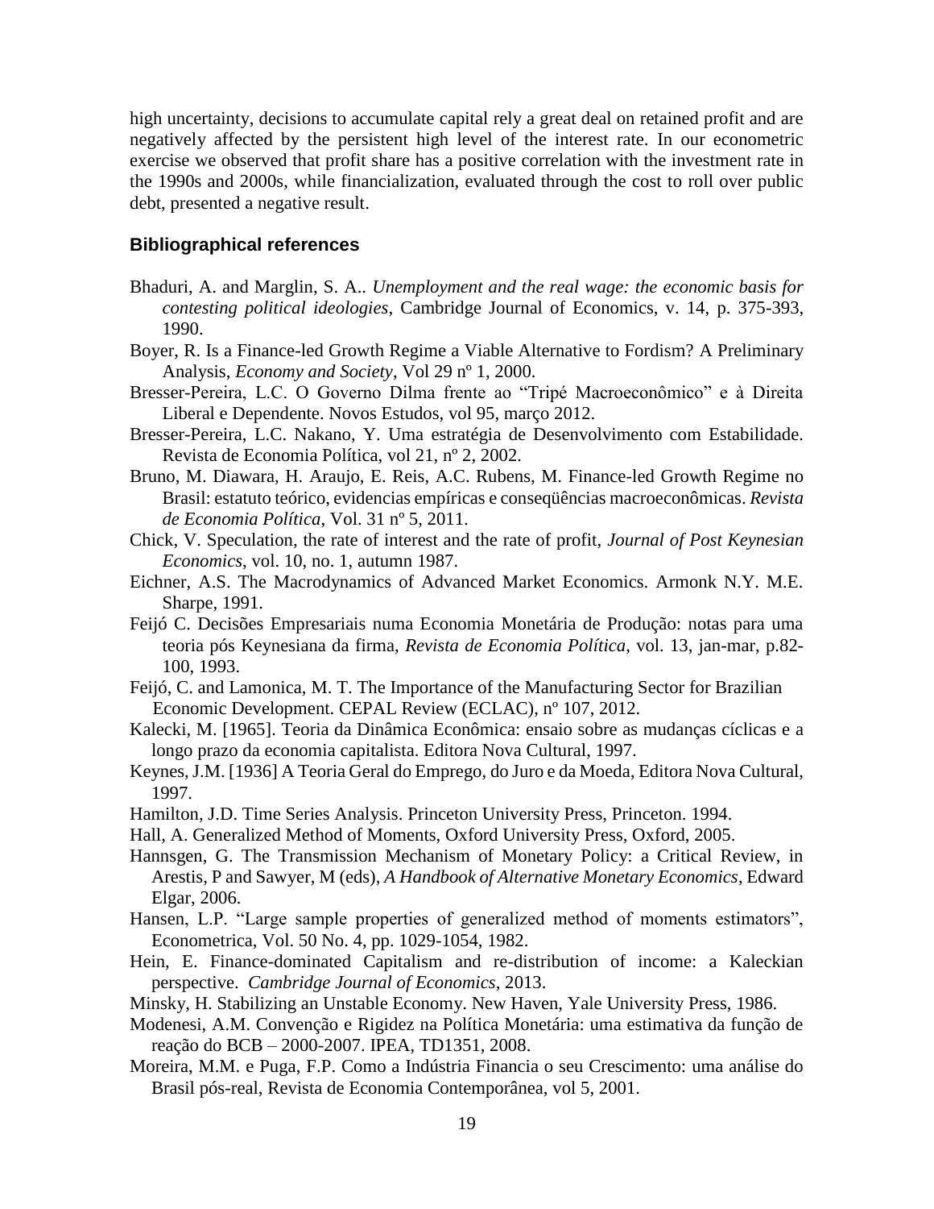high uncertainty, decisions to accumulate capital rely a great deal on retained profit and are negatively affected by the persistent high level of the interest rate. In our econometric exercise we observed that profit share has a positive correlation with the investment rate in the 1990s and 2000s, while financialization, evaluated through the cost to roll over public debt, presented a negative result.

### Bibliographical references

Bhaduri, A. and Marglin, S. A.. *Unemployment and the real wage: the economic basis for contesting political ideologies*, Cambridge Journal of Economics, v. 14, p. 375-393, 1990.

Boyer, R. Is a Finance-led Growth Regime a Viable Alternative to Fordism? A Preliminary Analysis, *Economy and Society*, Vol 29 nº 1, 2000.

Bresser-Pereira, L.C. O Governo Dilma frente ao "Tripé Macroeconômico" e à Direita Liberal e Dependente. Novos Estudos, vol 95, março 2012.

Bresser-Pereira, L.C. Nakano, Y. Uma estratégia de Desenvolvimento com Estabilidade. Revista de Economia Política, vol 21, nº 2, 2002.

Bruno, M. Diawara, H. Araujo, E. Reis, A.C. Rubens, M. Finance-led Growth Regime no Brasil: estatuto teórico, evidencias empíricas e conseqüências macroeconômicas. *Revista de Economia Política*, Vol. 31 nº 5, 2011.

Chick, V. Speculation, the rate of interest and the rate of profit, *Journal of Post Keynesian Economics*, vol. 10, no. 1, autumn 1987.

Eichner, A.S. The Macrodynamics of Advanced Market Economics. Armonk N.Y. M.E. Sharpe, 1991.

Feijó C. Decisões Empresariais numa Economia Monetária de Produção: notas para uma teoria pós Keynesiana da firma, *Revista de Economia Política*, vol. 13, jan-mar, p.82-100, 1993.

Feijó, C. and Lamonica, M. T. The Importance of the Manufacturing Sector for Brazilian Economic Development. CEPAL Review (ECLAC), nº 107, 2012.

Kalecki, M. [1965]. Teoria da Dinâmica Econômica: ensaio sobre as mudanças cíclicas e a longo prazo da economia capitalista. Editora Nova Cultural, 1997.

Keynes, J.M. [1936] A Teoria Geral do Emprego, do Juro e da Moeda, Editora Nova Cultural, 1997.

Hamilton, J.D. Time Series Analysis. Princeton University Press, Princeton. 1994.

Hall, A. Generalized Method of Moments, Oxford University Press, Oxford, 2005.

Hannsgen, G. The Transmission Mechanism of Monetary Policy: a Critical Review, in Arestis, P and Sawyer, M (eds), *A Handbook of Alternative Monetary Economics*, Edward Elgar, 2006.

Hansen, L.P. "Large sample properties of generalized method of moments estimators", Econometrica, Vol. 50 No. 4, pp. 1029-1054, 1982.

Hein, E. Finance-dominated Capitalism and re-distribution of income: a Kaleckian perspective. *Cambridge Journal of Economics*, 2013.

Minsky, H. Stabilizing an Unstable Economy. New Haven, Yale University Press, 1986.

Modenesi, A.M. Convenção e Rigidez na Política Monetária: uma estimativa da função de reação do BCB – 2000-2007. IPEA, TD1351, 2008.

Moreira, M.M. e Puga, F.P. Como a Indústria Financia o seu Crescimento: uma análise do Brasil pós-real, Revista de Economia Contemporânea, vol 5, 2001.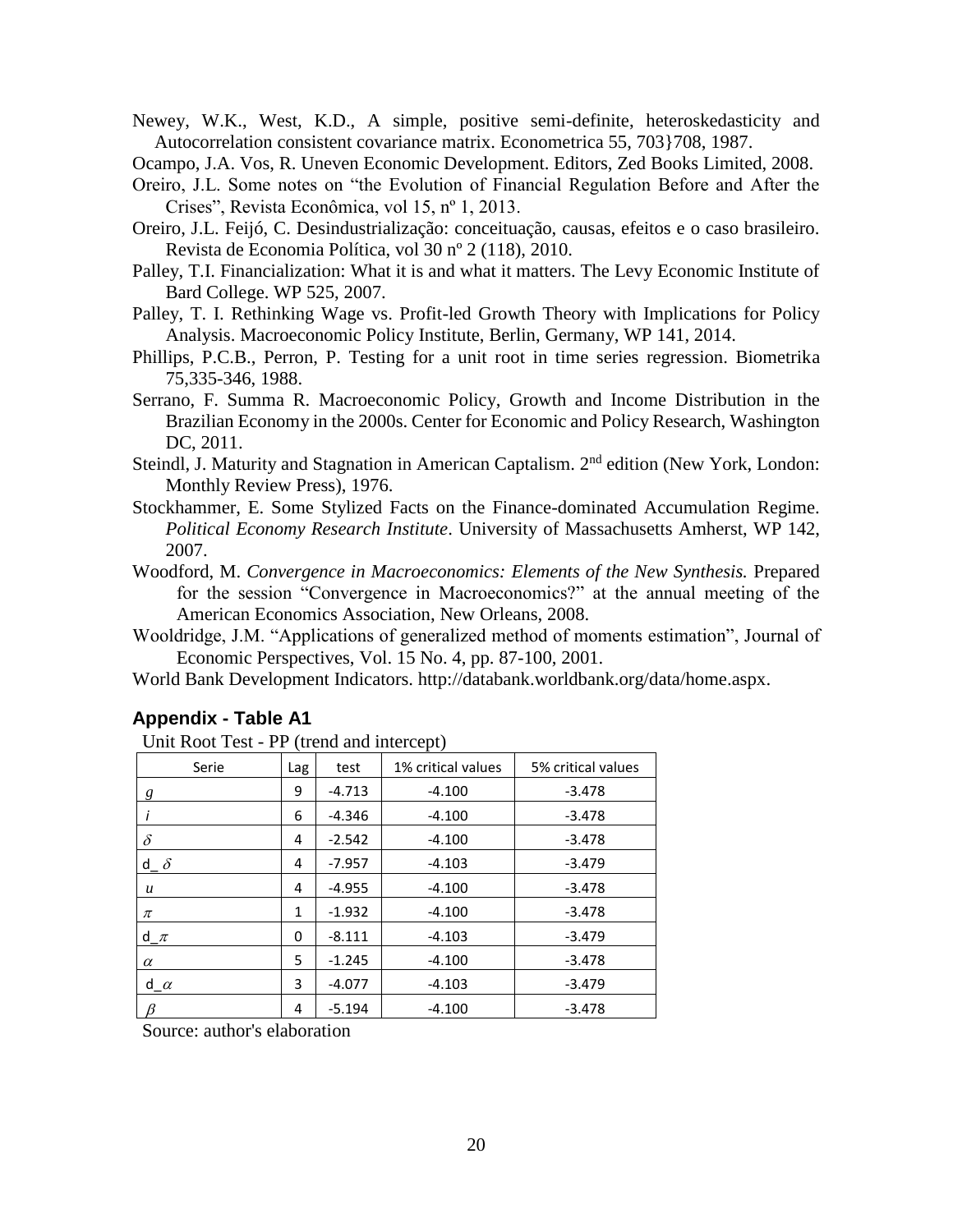Newey, W.K., West, K.D., A simple, positive semi-definite, heteroskedasticity and Autocorrelation consistent covariance matrix. Econometrica 55, 703}708, 1987.

Ocampo, J.A. Vos, R. Uneven Economic Development. Editors, Zed Books Limited, 2008.

Oreiro, J.L. Some notes on "the Evolution of Financial Regulation Before and After the Crises", Revista Econômica, vol 15, nº 1, 2013.

Oreiro, J.L. Feijó, C. Desindustrialização: conceituação, causas, efeitos e o caso brasileiro. Revista de Economia Política, vol 30 nº 2 (118), 2010.

Palley, T.I. Financialization: What it is and what it matters. The Levy Economic Institute of Bard College. WP 525, 2007.

Palley, T. I. Rethinking Wage vs. Profit-led Growth Theory with Implications for Policy Analysis. Macroeconomic Policy Institute, Berlin, Germany, WP 141, 2014.

Phillips, P.C.B., Perron, P. Testing for a unit root in time series regression. Biometrika 75,335-346, 1988.

Serrano, F. Summa R. Macroeconomic Policy, Growth and Income Distribution in the Brazilian Economy in the 2000s. Center for Economic and Policy Research, Washington DC, 2011.

Steindl, J. Maturity and Stagnation in American Captalism. 2nd edition (New York, London: Monthly Review Press), 1976.

Stockhammer, E. Some Stylized Facts on the Finance-dominated Accumulation Regime. *Political Economy Research Institute*. University of Massachusetts Amherst, WP 142, 2007.

Woodford, M. *Convergence in Macroeconomics: Elements of the New Synthesis.* Prepared for the session "Convergence in Macroeconomics?" at the annual meeting of the American Economics Association, New Orleans, 2008.

Wooldridge, J.M. "Applications of generalized method of moments estimation", Journal of Economic Perspectives, Vol. 15 No. 4, pp. 87-100, 2001.

World Bank Development Indicators. http://databank.worldbank.org/data/home.aspx.

### Appendix - Table A1

Unit Root Test - PP (trend and intercept)

| Serie | Lag | test | 1% critical values | 5% critical values |
|---|---|---|---|---|
| $g$ | 9 | -4.713 | -4.100 | -3.478 |
| $i$ | 6 | -4.346 | -4.100 | -3.478 |
| $\delta$ | 4 | -2.542 | -4.100 | -3.478 |
| d_ $\delta$ | 4 | -7.957 | -4.103 | -3.479 |
| $u$ | 4 | -4.955 | -4.100 | -3.478 |
| $\pi$ | 1 | -1.932 | -4.100 | -3.478 |
| d_ $\pi$ | 0 | -8.111 | -4.103 | -3.479 |
| $\alpha$ | 5 | -1.245 | -4.100 | -3.478 |
| d_ $\alpha$ | 3 | -4.077 | -4.103 | -3.479 |
| $\beta$ | 4 | -5.194 | -4.100 | -3.478 |

Source: author's elaboration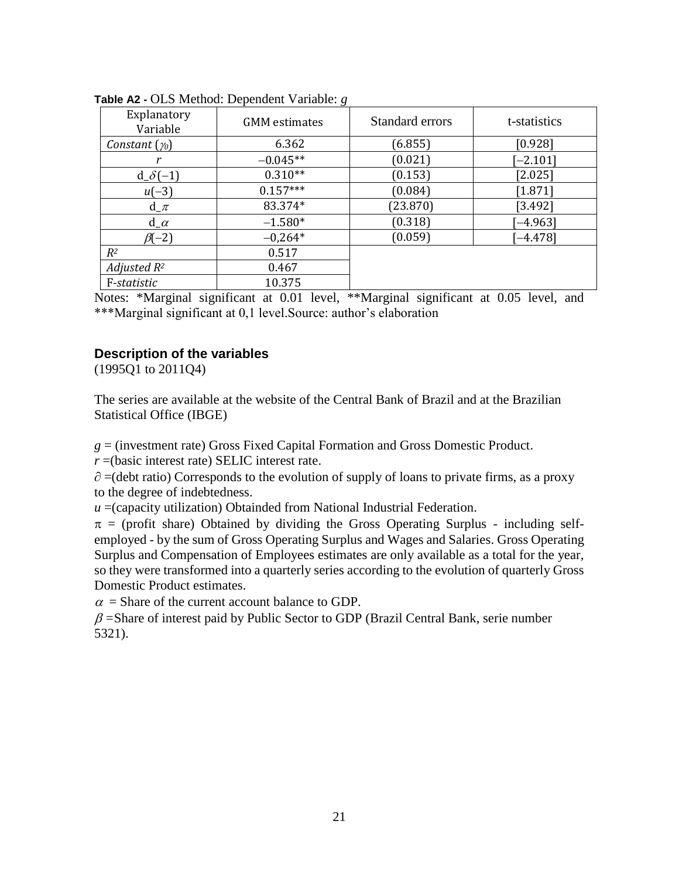**Table A2 -** OLS Method: Dependent Variable: $g$

| Explanatory Variable | GMM estimates | Standard errors | t-statistics |
|---|---|---|---|
| *Constant* ($\gamma_0$) | 6.362 | (6.855) | [0.928] |
| $r$ | $-0.045$** | (0.021) | [$-2.101$] |
| $d\_\delta(-1)$ | 0.310** | (0.153) | [2.025] |
| $u(-3)$ | 0.157*** | (0.084) | [1.871] |
| $d\_\pi$ | 83.374* | (23.870) | [3.492] |
| $d\_\alpha$ | $-1.580$* | (0.318) | [$-4.963$] |
| $\beta(-2)$ | $-0,264$* | (0.059) | [$-4.478$] |
| $R^2$ | 0.517 | | |
| *Adjusted* $R^2$ | 0.467 | | |
| F-*statistic* | 10.375 | | |

Notes: *Marginal significant at 0.01 level, **Marginal significant at 0.05 level, and ***Marginal significant at 0,1 level.Source: author's elaboration

### Description of the variables

(1995Q1 to 2011Q4)

The series are available at the website of the Central Bank of Brazil and at the Brazilian Statistical Office (IBGE)

$g$ = (investment rate) Gross Fixed Capital Formation and Gross Domestic Product.

$r$ =(basic interest rate) SELIC interest rate.

$\partial$ =(debt ratio) Corresponds to the evolution of supply of loans to private firms, as a proxy to the degree of indebtedness.

$u$ =(capacity utilization) Obtainded from National Industrial Federation.

$\pi$ = (profit share) Obtained by dividing the Gross Operating Surplus - including self-employed - by the sum of Gross Operating Surplus and Wages and Salaries. Gross Operating Surplus and Compensation of Employees estimates are only available as a total for the year, so they were transformed into a quarterly series according to the evolution of quarterly Gross Domestic Product estimates.

$\alpha$ = Share of the current account balance to GDP.

$\beta$ =Share of interest paid by Public Sector to GDP (Brazil Central Bank, serie number 5321).